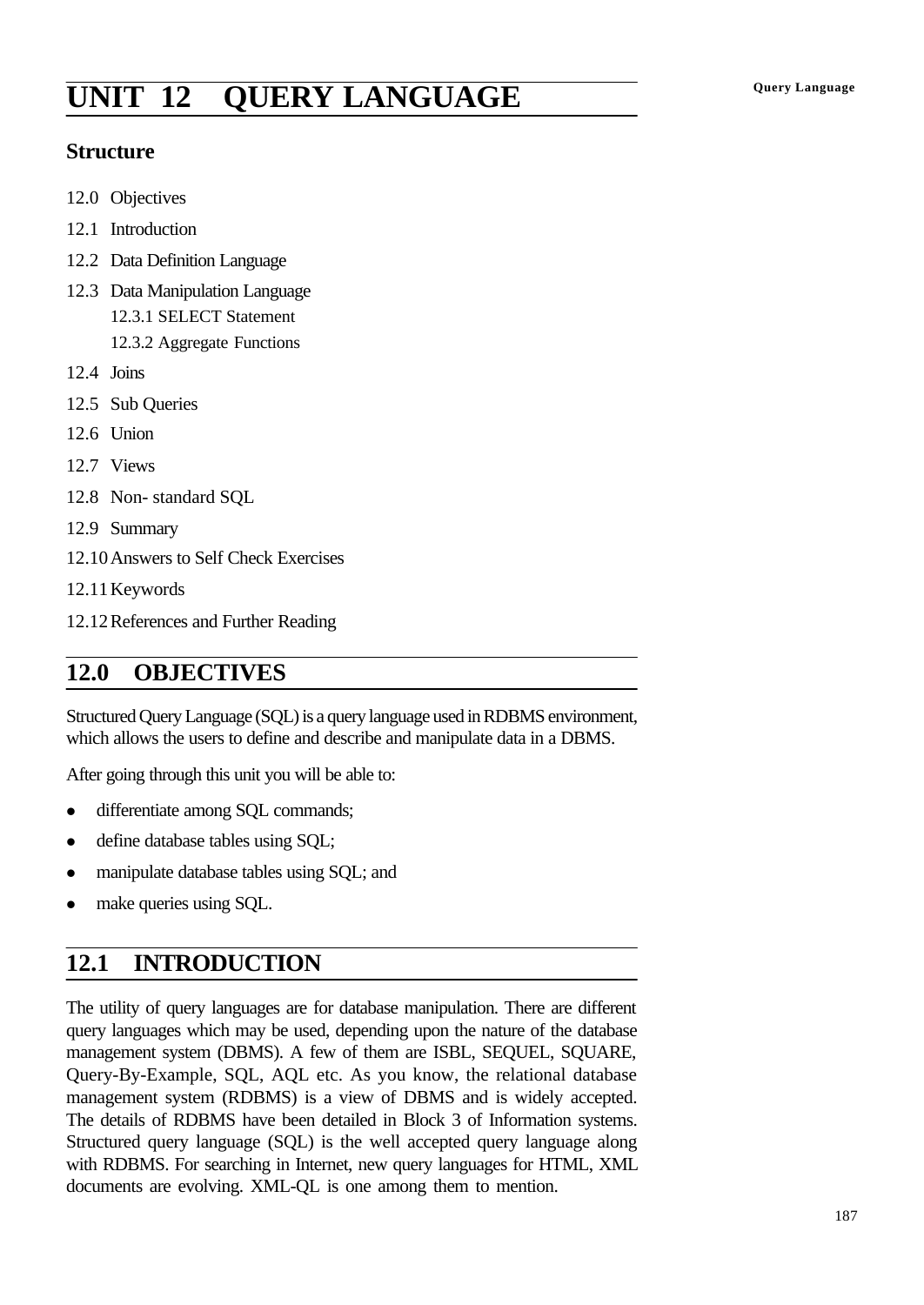// The running header "Query Language" and the page number 187 are omitted.
# UNIT 12 QUERY LANGUAGE

## Structure

12.0 Objectives

12.1 Introduction

12.2 Data Definition Language

12.3 Data Manipulation Language

  12.3.1 SELECT Statement

  12.3.2 Aggregate Functions

12.4 Joins

12.5 Sub Queries

12.6 Union

12.7 Views

12.8 Non- standard SQL

12.9 Summary

12.10 Answers to Self Check Exercises

12.11 Keywords

12.12 References and Further Reading

## 12.0 OBJECTIVES

Structured Query Language (SQL) is a query language used in RDBMS environment, which allows the users to define and describe and manipulate data in a DBMS.

After going through this unit you will be able to:

- differentiate among SQL commands;
- define database tables using SQL;
- manipulate database tables using SQL; and
- make queries using SQL.

## 12.1 INTRODUCTION

The utility of query languages are for database manipulation. There are different query languages which may be used, depending upon the nature of the database management system (DBMS). A few of them are ISBL, SEQUEL, SQUARE, Query-By-Example, SQL, AQL etc. As you know, the relational database management system (RDBMS) is a view of DBMS and is widely accepted. The details of RDBMS have been detailed in Block 3 of Information systems. Structured query language (SQL) is the well accepted query language along with RDBMS. For searching in Internet, new query languages for HTML, XML documents are evolving. XML-QL is one among them to mention.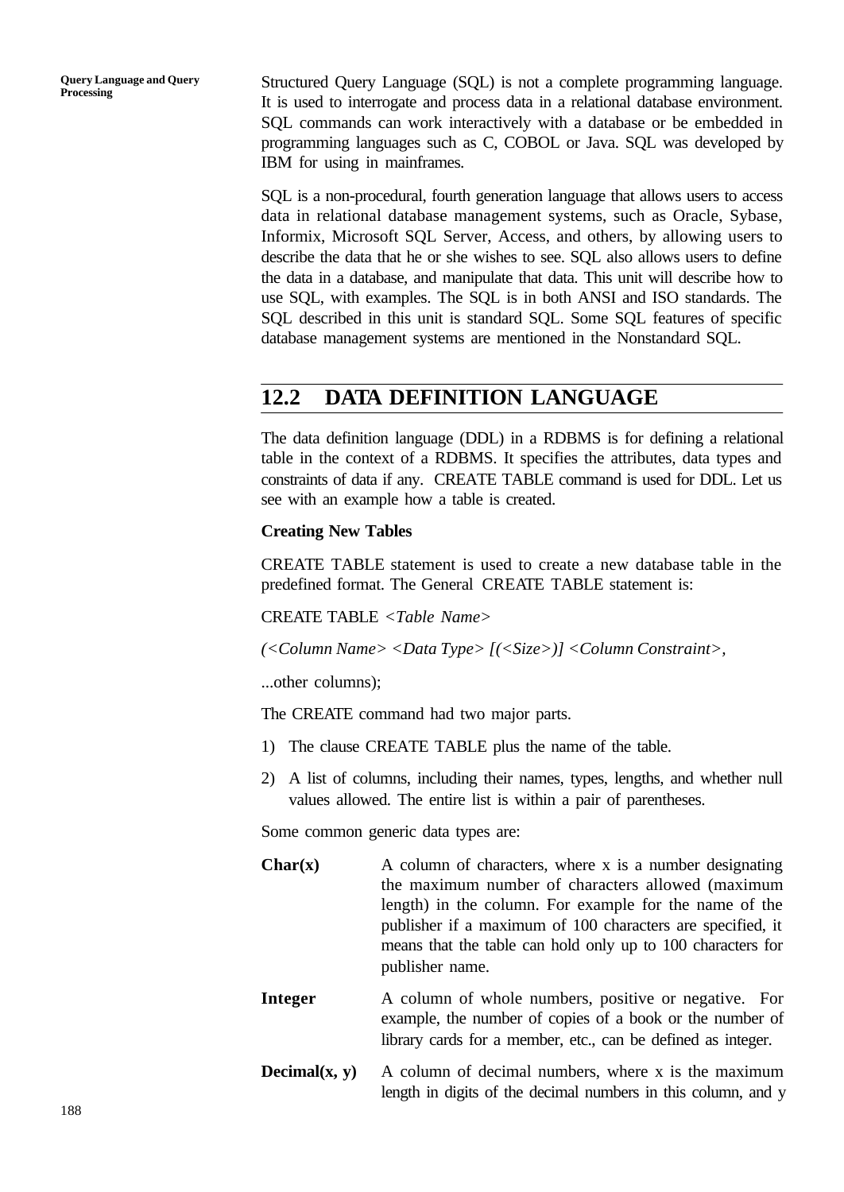Structured Query Language (SQL) is not a complete programming language. It is used to interrogate and process data in a relational database environment. SQL commands can work interactively with a database or be embedded in programming languages such as C, COBOL or Java. SQL was developed by IBM for using in mainframes.

SQL is a non-procedural, fourth generation language that allows users to access data in relational database management systems, such as Oracle, Sybase, Informix, Microsoft SQL Server, Access, and others, by allowing users to describe the data that he or she wishes to see. SQL also allows users to define the data in a database, and manipulate that data. This unit will describe how to use SQL, with examples. The SQL is in both ANSI and ISO standards. The SQL described in this unit is standard SQL. Some SQL features of specific database management systems are mentioned in the Nonstandard SQL.

## 12.2 DATA DEFINITION LANGUAGE

The data definition language (DDL) in a RDBMS is for defining a relational table in the context of a RDBMS. It specifies the attributes, data types and constraints of data if any. CREATE TABLE command is used for DDL. Let us see with an example how a table is created.

**Creating New Tables**

CREATE TABLE statement is used to create a new database table in the predefined format. The General CREATE TABLE statement is:

CREATE TABLE *<Table Name>*

*(<Column Name> <Data Type> [(<Size>)] <Column Constraint>,*

...other columns);

The CREATE command had two major parts.

1) The clause CREATE TABLE plus the name of the table.
2) A list of columns, including their names, types, lengths, and whether null values allowed. The entire list is within a pair of parentheses.

Some common generic data types are:

**Char(x)** A column of characters, where x is a number designating the maximum number of characters allowed (maximum length) in the column. For example for the name of the publisher if a maximum of 100 characters are specified, it means that the table can hold only up to 100 characters for publisher name.

**Integer** A column of whole numbers, positive or negative. For example, the number of copies of a book or the number of library cards for a member, etc., can be defined as integer.

**Decimal(x, y)** A column of decimal numbers, where x is the maximum length in digits of the decimal numbers in this column, and y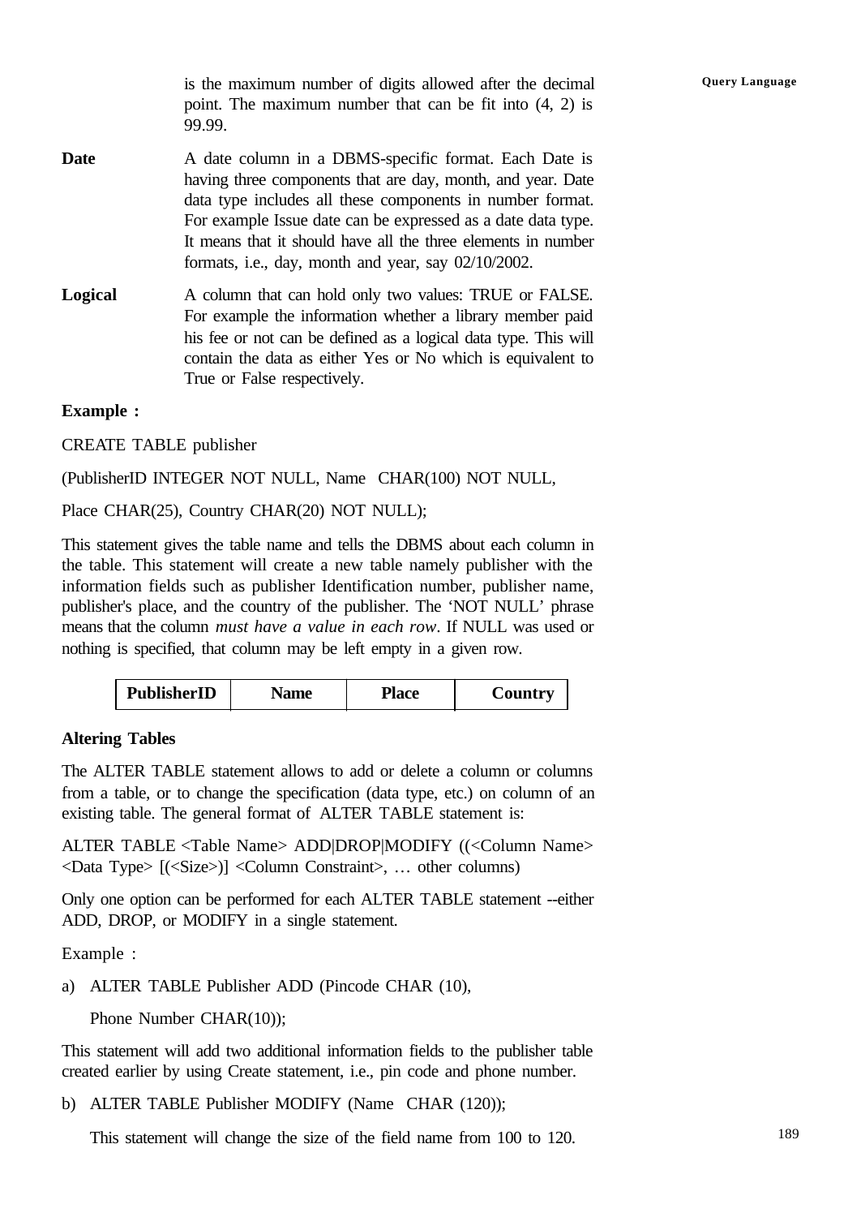is the maximum number of digits allowed after the decimal point. The maximum number that can be fit into (4, 2) is 99.99.

**Date** A date column in a DBMS-specific format. Each Date is having three components that are day, month, and year. Date data type includes all these components in number format. For example Issue date can be expressed as a date data type. It means that it should have all the three elements in number formats, i.e., day, month and year, say 02/10/2002.

**Logical** A column that can hold only two values: TRUE or FALSE. For example the information whether a library member paid his fee or not can be defined as a logical data type. This will contain the data as either Yes or No which is equivalent to True or False respectively.

**Example :**

```
CREATE TABLE publisher
(PublisherID INTEGER NOT NULL, Name  CHAR(100) NOT NULL,
Place CHAR(25), Country CHAR(20) NOT NULL);
```

This statement gives the table name and tells the DBMS about each column in the table. This statement will create a new table namely publisher with the information fields such as publisher Identification number, publisher name, publisher's place, and the country of the publisher. The 'NOT NULL' phrase means that the column *must have a value in each row*. If NULL was used or nothing is specified, that column may be left empty in a given row.

| PublisherID | Name | Place | Country |
|---|---|---|---|

**Altering Tables**

The ALTER TABLE statement allows to add or delete a column or columns from a table, or to change the specification (data type, etc.) on column of an existing table. The general format of ALTER TABLE statement is:

ALTER TABLE <Table Name> ADD|DROP|MODIFY ((<Column Name> <Data Type> [(<Size>)] <Column Constraint>, … other columns)

Only one option can be performed for each ALTER TABLE statement --either ADD, DROP, or MODIFY in a single statement.

Example :

a) ALTER TABLE Publisher ADD (Pincode CHAR (10),

   Phone Number CHAR(10));

This statement will add two additional information fields to the publisher table created earlier by using Create statement, i.e., pin code and phone number.

b) ALTER TABLE Publisher MODIFY (Name  CHAR (120));

   This statement will change the size of the field name from 100 to 120.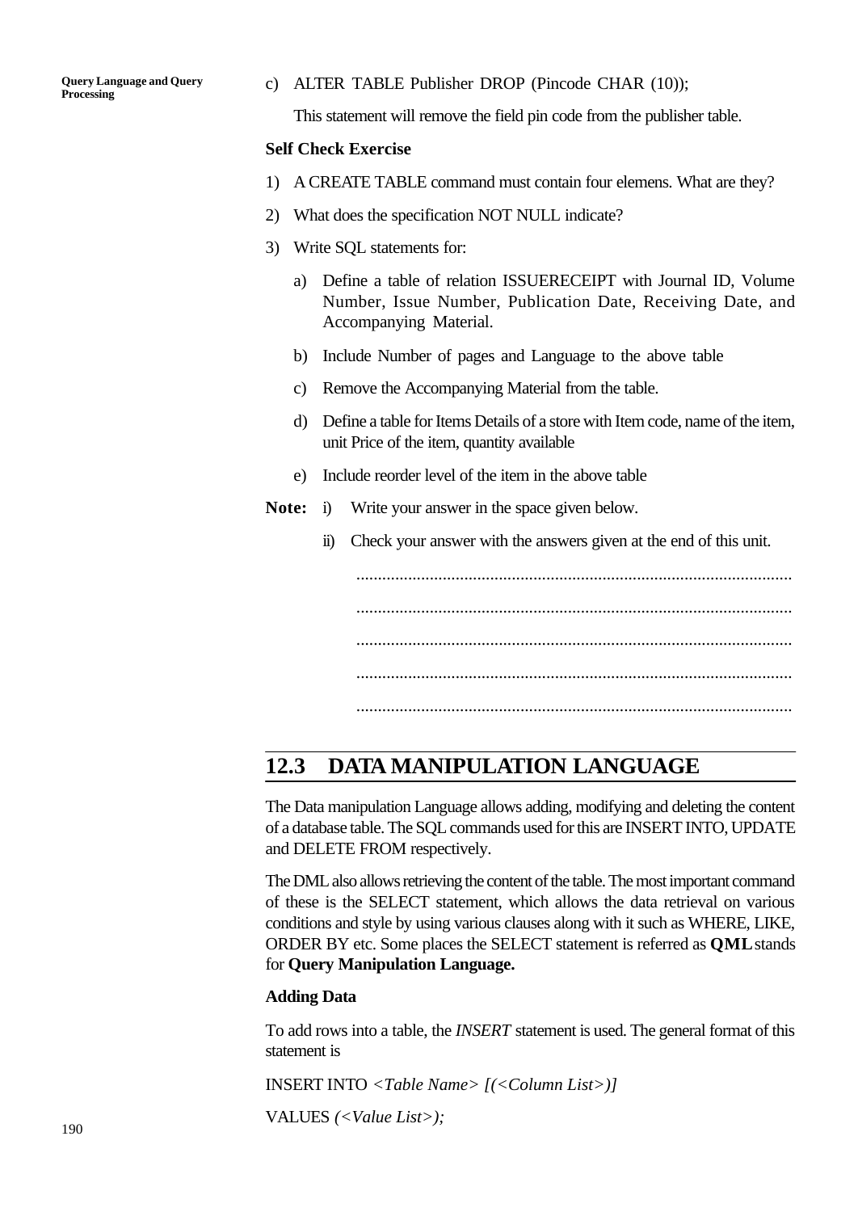c) ALTER TABLE Publisher DROP (Pincode CHAR (10));

This statement will remove the field pin code from the publisher table.

**Self Check Exercise**

1) A CREATE TABLE command must contain four elemens. What are they?

2) What does the specification NOT NULL indicate?

3) Write SQL statements for:

   a) Define a table of relation ISSUERECEIPT with Journal ID, Volume Number, Issue Number, Publication Date, Receiving Date, and Accompanying Material.

   b) Include Number of pages and Language to the above table

   c) Remove the Accompanying Material from the table.

   d) Define a table for Items Details of a store with Item code, name of the item, unit Price of the item, quantity available

   e) Include reorder level of the item in the above table

**Note:** i) Write your answer in the space given below.

ii) Check your answer with the answers given at the end of this unit.

.....................................................................................................

.....................................................................................................

.....................................................................................................

.....................................................................................................

.....................................................................................................

## 12.3 DATA MANIPULATION LANGUAGE

The Data manipulation Language allows adding, modifying and deleting the content of a database table. The SQL commands used for this are INSERT INTO, UPDATE and DELETE FROM respectively.

The DML also allows retrieving the content of the table. The most important command of these is the SELECT statement, which allows the data retrieval on various conditions and style by using various clauses along with it such as WHERE, LIKE, ORDER BY etc. Some places the SELECT statement is referred as **QML** stands for **Query Manipulation Language.**

**Adding Data**

To add rows into a table, the *INSERT* statement is used. The general format of this statement is

INSERT INTO *<Table Name> [(<Column List>)]*

VALUES *(<Value List>);*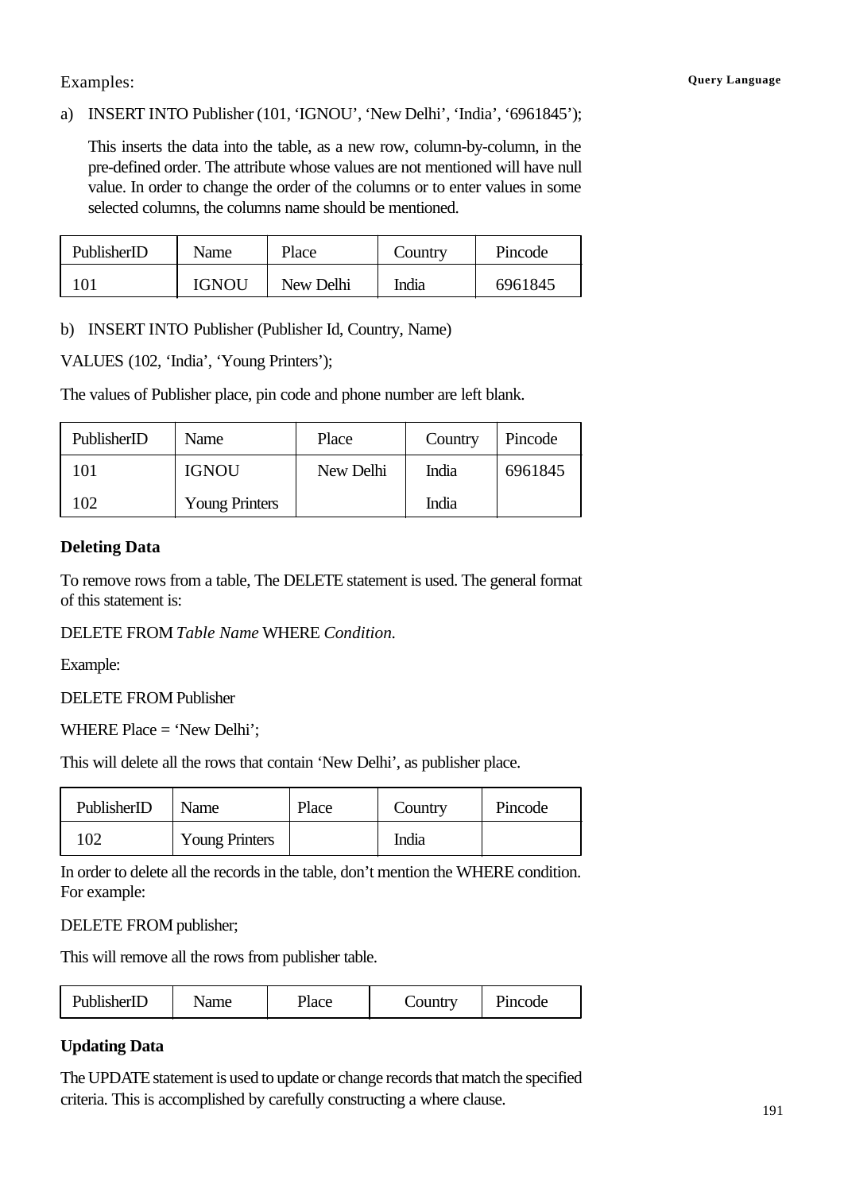Examples:

a) INSERT INTO Publisher (101, 'IGNOU', 'New Delhi', 'India', '6961845');

This inserts the data into the table, as a new row, column-by-column, in the pre-defined order. The attribute whose values are not mentioned will have null value. In order to change the order of the columns or to enter values in some selected columns, the columns name should be mentioned.

| PublisherID | Name | Place | Country | Pincode |
|---|---|---|---|---|
| 101 | IGNOU | New Delhi | India | 6961845 |

b) INSERT INTO Publisher (Publisher Id, Country, Name)

VALUES (102, 'India', 'Young Printers');

The values of Publisher place, pin code and phone number are left blank.

| PublisherID | Name | Place | Country | Pincode |
|---|---|---|---|---|
| 101 | IGNOU | New Delhi | India | 6961845 |
| 102 | Young Printers | | India | |

### Deleting Data

To remove rows from a table, The DELETE statement is used. The general format of this statement is:

DELETE FROM *Table Name* WHERE *Condition.*

Example:

DELETE FROM Publisher

WHERE Place = 'New Delhi';

This will delete all the rows that contain 'New Delhi', as publisher place.

| PublisherID | Name | Place | Country | Pincode |
|---|---|---|---|---|
| 102 | Young Printers | | India | |

In order to delete all the records in the table, don't mention the WHERE condition. For example:

DELETE FROM publisher;

This will remove all the rows from publisher table.

| PublisherID | Name | Place | Country | Pincode |
|---|---|---|---|---|

### Updating Data

The UPDATE statement is used to update or change records that match the specified criteria. This is accomplished by carefully constructing a where clause.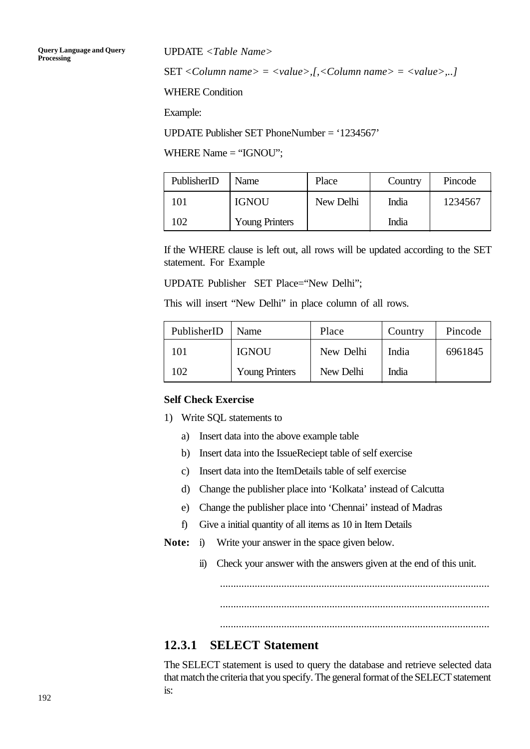UPDATE *<Table Name>*

SET *<Column name> = <value>,[,<Column name> = <value>,..]*

WHERE Condition

Example:

UPDATE Publisher SET PhoneNumber = '1234567'

WHERE Name = "IGNOU";

| PublisherID | Name | Place | Country | Pincode |
|---|---|---|---|---|
| 101 | IGNOU | New Delhi | India | 1234567 |
| 102 | Young Printers | | India | |

If the WHERE clause is left out, all rows will be updated according to the SET statement. For Example

UPDATE Publisher SET Place="New Delhi";

This will insert "New Delhi" in place column of all rows.

| PublisherID | Name | Place | Country | Pincode |
|---|---|---|---|---|
| 101 | IGNOU | New Delhi | India | 6961845 |
| 102 | Young Printers | New Delhi | India | |

**Self Check Exercise**

1) Write SQL statements to
   a) Insert data into the above example table
   b) Insert data into the IssueReciept table of self exercise
   c) Insert data into the ItemDetails table of self exercise
   d) Change the publisher place into 'Kolkata' instead of Calcutta
   e) Change the publisher place into 'Chennai' instead of Madras
   f) Give a initial quantity of all items as 10 in Item Details

**Note:** i) Write your answer in the space given below.

ii) Check your answer with the answers given at the end of this unit.

.....................................................................................................

.....................................................................................................

.....................................................................................................

### 12.3.1 SELECT Statement

The SELECT statement is used to query the database and retrieve selected data that match the criteria that you specify. The general format of the SELECT statement is: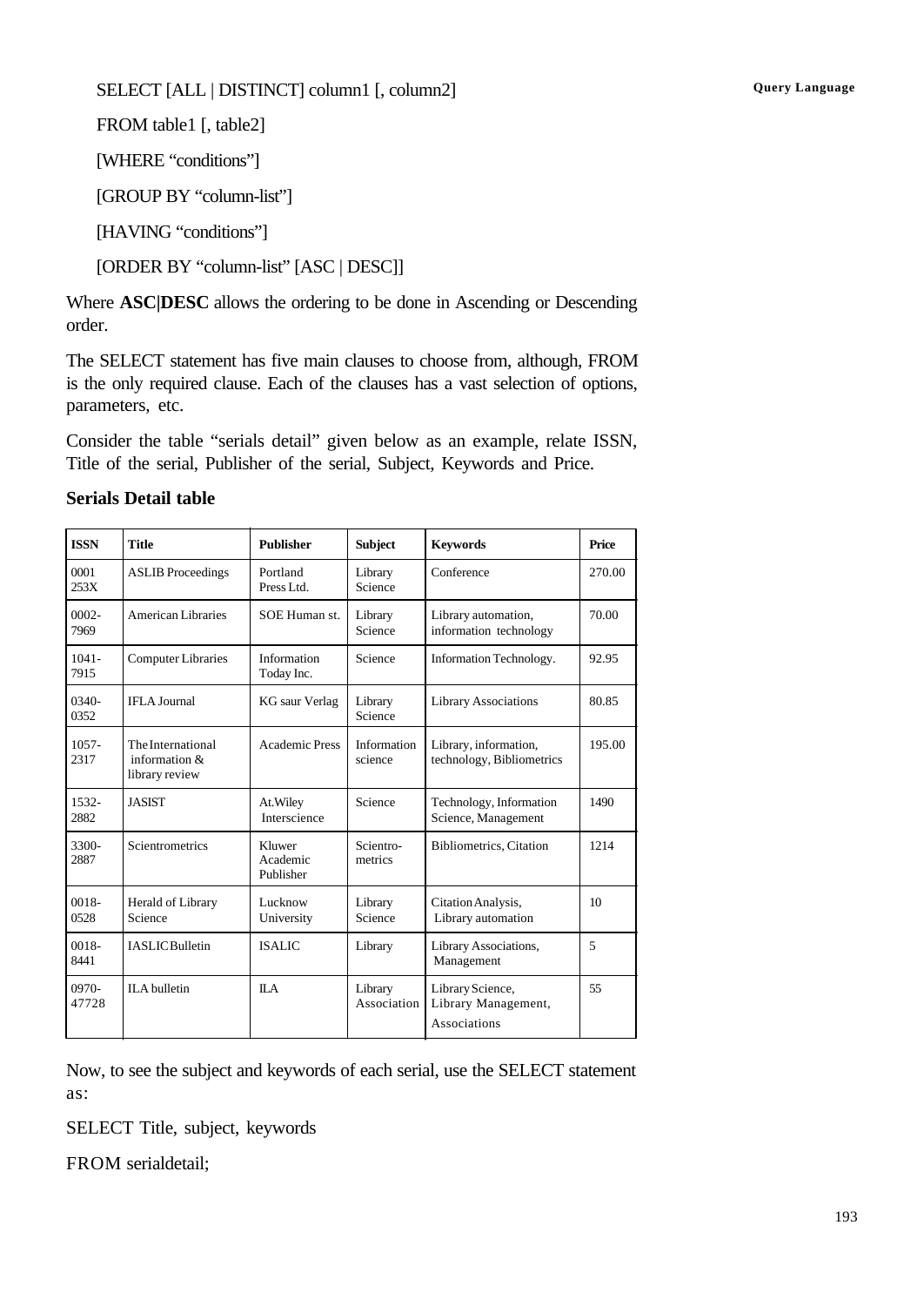SELECT [ALL | DISTINCT] column1 [, column2]

FROM table1 [, table2]

[WHERE "conditions"]

[GROUP BY "column-list"]

[HAVING "conditions"]

[ORDER BY "column-list" [ASC | DESC]]

Where **ASC|DESC** allows the ordering to be done in Ascending or Descending order.

The SELECT statement has five main clauses to choose from, although, FROM is the only required clause. Each of the clauses has a vast selection of options, parameters, etc.

Consider the table "serials detail" given below as an example, relate ISSN, Title of the serial, Publisher of the serial, Subject, Keywords and Price.

**Serials Detail table**

| ISSN | Title | Publisher | Subject | Keywords | Price |
|---|---|---|---|---|---|
| 0001 253X | ASLIB Proceedings | Portland Press Ltd. | Library Science | Conference | 270.00 |
| 0002-7969 | American Libraries | SOE Human st. | Library Science | Library automation, information technology | 70.00 |
| 1041-7915 | Computer Libraries | Information Today Inc. | Science | Information Technology. | 92.95 |
| 0340-0352 | IFLA Journal | KG saur Verlag | Library Science | Library Associations | 80.85 |
| 1057-2317 | The International information & library review | Academic Press | Information science | Library, information, technology, Bibliometrics | 195.00 |
| 1532-2882 | JASIST | At.Wiley Interscience | Science | Technology, Information Science, Management | 1490 |
| 3300-2887 | Scientrometrics | Kluwer Academic Publisher | Scientro-metrics | Bibliometrics, Citation | 1214 |
| 0018-0528 | Herald of Library Science | Lucknow University | Library Science | Citation Analysis, Library automation | 10 |
| 0018-8441 | IASLIC Bulletin | ISALIC | Library | Library Associations, Management | 5 |
| 0970-47728 | ILA bulletin | ILA | Library Association | Library Science, Library Management, Associations | 55 |

Now, to see the subject and keywords of each serial, use the SELECT statement as:

SELECT Title, subject, keywords

FROM serialdetail;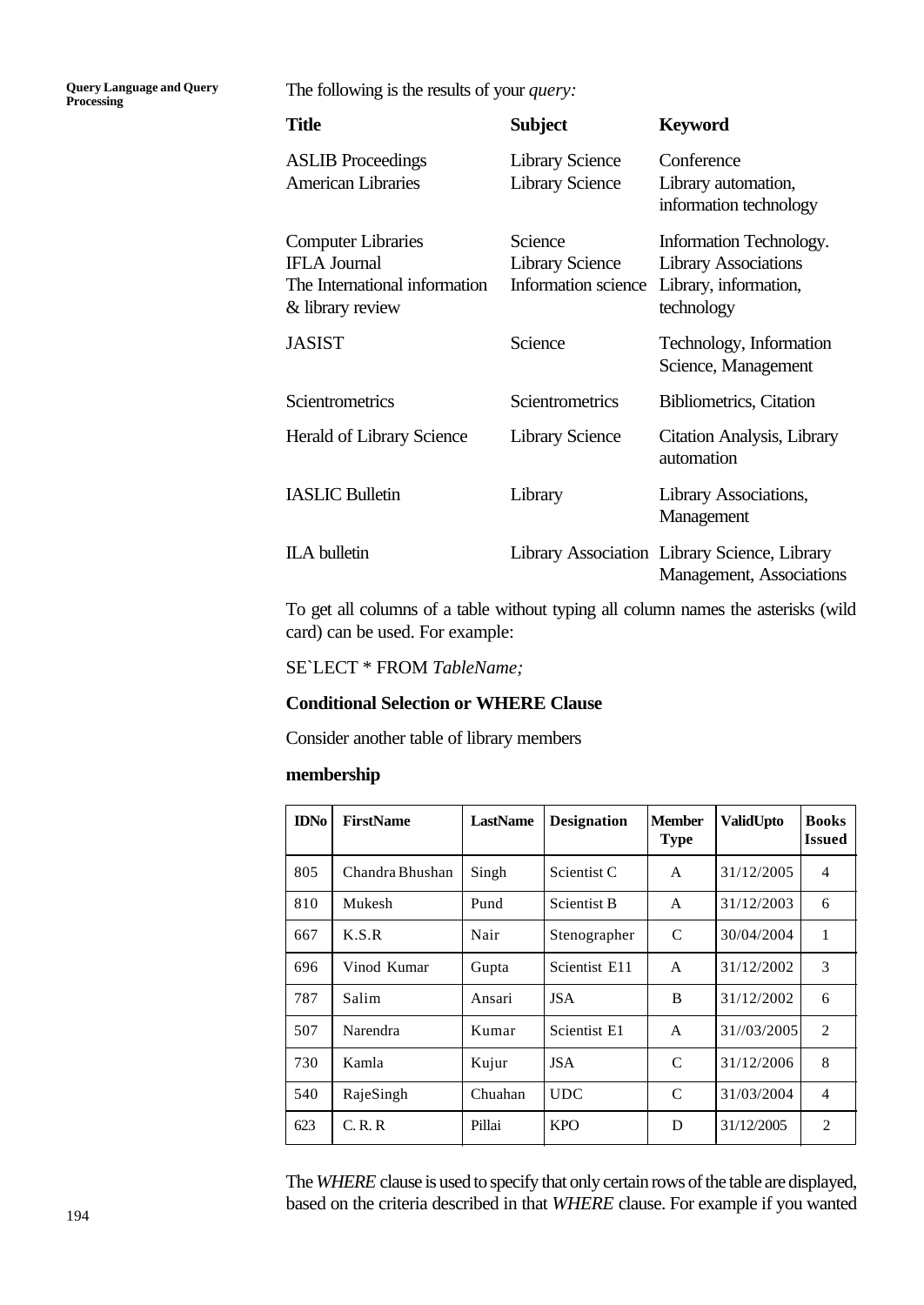The following is the results of your *query:*

| Title | Subject | Keyword |
|---|---|---|
| ASLIB Proceedings | Library Science | Conference |
| American Libraries | Library Science | Library automation, information technology |
| Computer Libraries | Science | Information Technology. |
| IFLA Journal | Library Science | Library Associations |
| The International information & library review | Information science | Library, information, technology |
| JASIST | Science | Technology, Information Science, Management |
| Scientrometrics | Scientrometrics | Bibliometrics, Citation |
| Herald of Library Science | Library Science | Citation Analysis, Library automation |
| IASLIC Bulletin | Library | Library Associations, Management |
| ILA bulletin | Library Association | Library Science, Library Management, Associations |

To get all columns of a table without typing all column names the asterisks (wild card) can be used. For example:

SE`LECT * FROM *TableName;*

**Conditional Selection or WHERE Clause**

Consider another table of library members

**membership**

| IDNo | FirstName | LastName | Designation | Member Type | ValidUpto | Books Issued |
|---|---|---|---|---|---|---|
| 805 | Chandra Bhushan | Singh | Scientist C | A | 31/12/2005 | 4 |
| 810 | Mukesh | Pund | Scientist B | A | 31/12/2003 | 6 |
| 667 | K.S.R | Nair | Stenographer | C | 30/04/2004 | 1 |
| 696 | Vinod Kumar | Gupta | Scientist E11 | A | 31/12/2002 | 3 |
| 787 | Salim | Ansari | JSA | B | 31/12/2002 | 6 |
| 507 | Narendra | Kumar | Scientist E1 | A | 31//03/2005 | 2 |
| 730 | Kamla | Kujur | JSA | C | 31/12/2006 | 8 |
| 540 | RajeSingh | Chuahan | UDC | C | 31/03/2004 | 4 |
| 623 | C. R. R | Pillai | KPO | D | 31/12/2005 | 2 |

The *WHERE* clause is used to specify that only certain rows of the table are displayed, based on the criteria described in that *WHERE* clause. For example if you wanted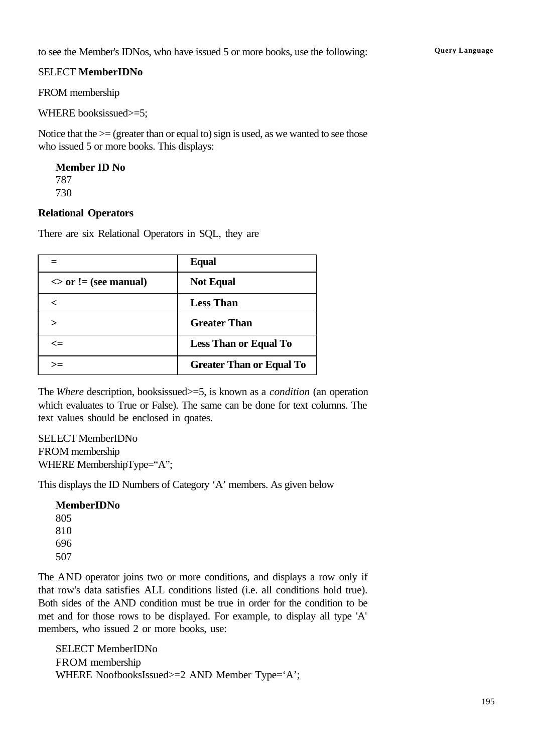to see the Member's IDNos, who have issued 5 or more books, use the following:

```
SELECT MemberIDNo
FROM membership
WHERE booksissued>=5;
```

Notice that the >= (greater than or equal to) sign is used, as we wanted to see those who issued 5 or more books. This displays:

**Member ID No**
787
730

**Relational Operators**

There are six Relational Operators in SQL, they are

| = | Equal |
|---|---|
| <> or != (see manual) | Not Equal |
| < | Less Than |
| > | Greater Than |
| <= | Less Than or Equal To |
| >= | Greater Than or Equal To |

The *Where* description, booksissued>=5, is known as a *condition* (an operation which evaluates to True or False). The same can be done for text columns. The text values should be enclosed in qoates.

```
SELECT MemberIDNo
FROM membership
WHERE MembershipType="A";
```

This displays the ID Numbers of Category 'A' members. As given below

**MemberIDNo**
805
810
696
507

The AND operator joins two or more conditions, and displays a row only if that row's data satisfies ALL conditions listed (i.e. all conditions hold true). Both sides of the AND condition must be true in order for the condition to be met and for those rows to be displayed. For example, to display all type 'A' members, who issued 2 or more books, use:

```
SELECT MemberIDNo
FROM membership
WHERE NoofbooksIssued>=2 AND Member Type='A';
```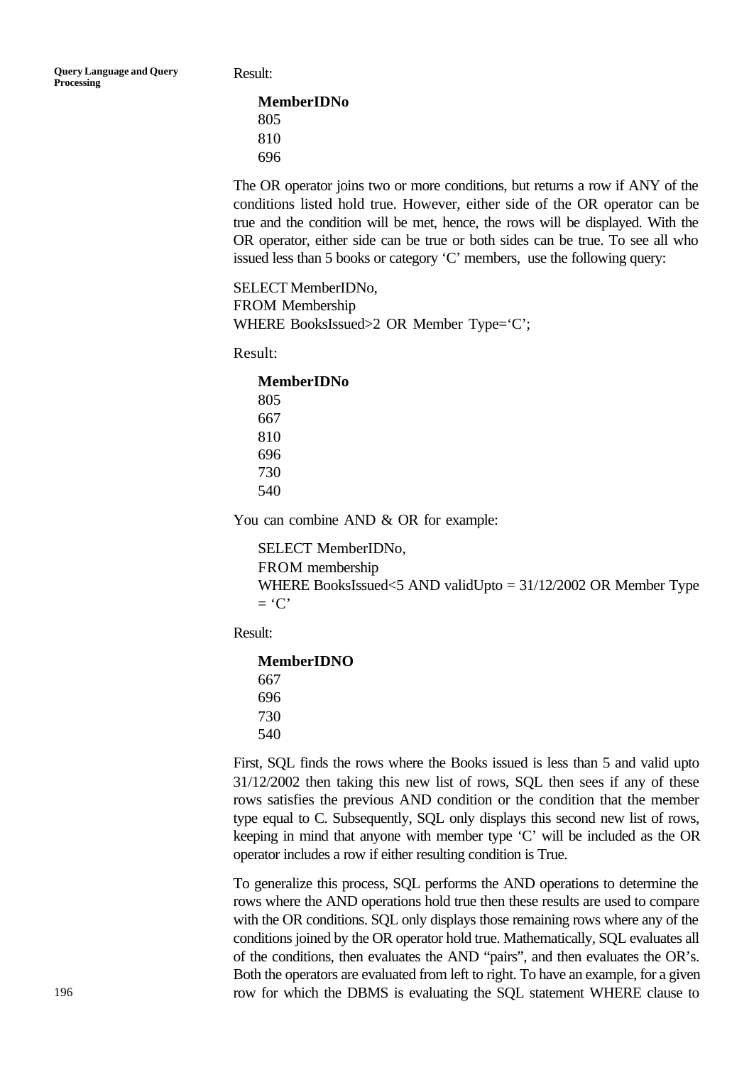Result:

**MemberIDNo**
805
810
696

The OR operator joins two or more conditions, but returns a row if ANY of the conditions listed hold true. However, either side of the OR operator can be true and the condition will be met, hence, the rows will be displayed. With the OR operator, either side can be true or both sides can be true. To see all who issued less than 5 books or category 'C' members, use the following query:

```
SELECT MemberIDNo,
FROM Membership
WHERE BooksIssued>2 OR Member Type='C';
```

Result:

**MemberIDNo**
805
667
810
696
730
540

You can combine AND & OR for example:

```
SELECT MemberIDNo,
FROM membership
WHERE BooksIssued<5 AND validUpto = 31/12/2002 OR Member Type
= 'C'
```

Result:

**MemberIDNO**
667
696
730
540

First, SQL finds the rows where the Books issued is less than 5 and valid upto 31/12/2002 then taking this new list of rows, SQL then sees if any of these rows satisfies the previous AND condition or the condition that the member type equal to C. Subsequently, SQL only displays this second new list of rows, keeping in mind that anyone with member type 'C' will be included as the OR operator includes a row if either resulting condition is True.

To generalize this process, SQL performs the AND operations to determine the rows where the AND operations hold true then these results are used to compare with the OR conditions. SQL only displays those remaining rows where any of the conditions joined by the OR operator hold true. Mathematically, SQL evaluates all of the conditions, then evaluates the AND "pairs", and then evaluates the OR's. Both the operators are evaluated from left to right. To have an example, for a given row for which the DBMS is evaluating the SQL statement WHERE clause to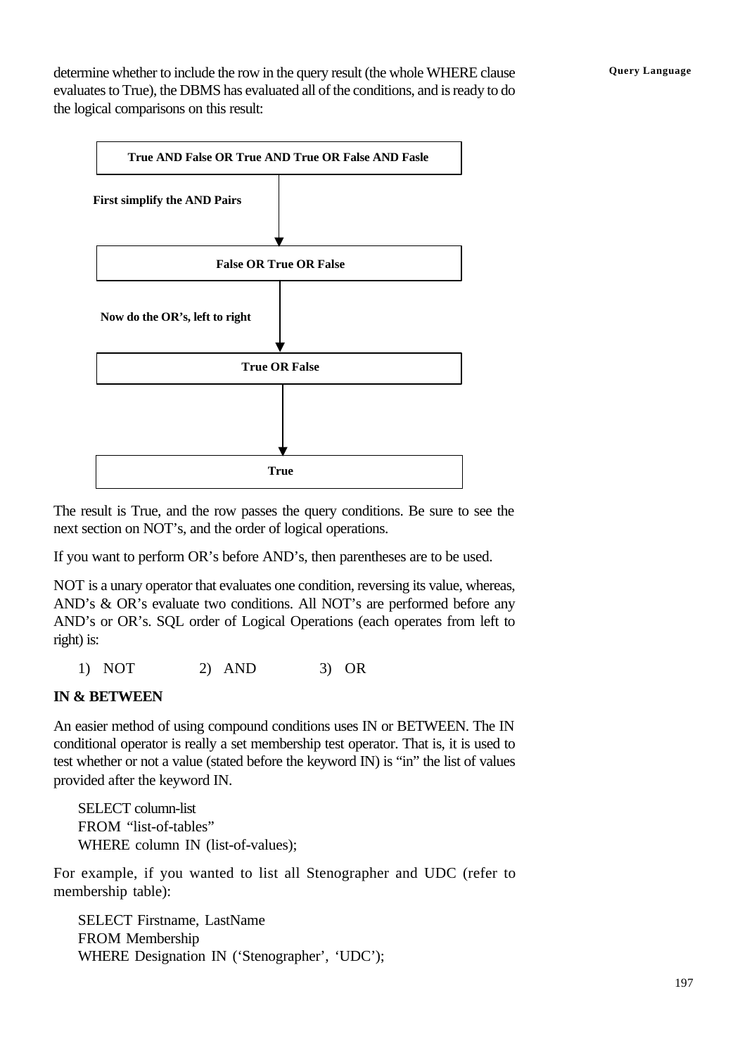determine whether to include the row in the query result (the whole WHERE clause evaluates to True), the DBMS has evaluated all of the conditions, and is ready to do the logical comparisons on this result:

```
True AND False OR True AND True OR False AND Fasle
        |
        |  First simplify the AND Pairs
        v
False OR True OR False
        |
        |  Now do the OR's, left to right
        v
True OR False
        |
        v
True
```

The result is True, and the row passes the query conditions. Be sure to see the next section on NOT's, and the order of logical operations.

If you want to perform OR's before AND's, then parentheses are to be used.

NOT is a unary operator that evaluates one condition, reversing its value, whereas, AND's & OR's evaluate two conditions. All NOT's are performed before any AND's or OR's. SQL order of Logical Operations (each operates from left to right) is:

1) NOT 2) AND 3) OR

**IN & BETWEEN**

An easier method of using compound conditions uses IN or BETWEEN. The IN conditional operator is really a set membership test operator. That is, it is used to test whether or not a value (stated before the keyword IN) is "in" the list of values provided after the keyword IN.

```
SELECT column-list
FROM "list-of-tables"
WHERE column IN (list-of-values);
```

For example, if you wanted to list all Stenographer and UDC (refer to membership table):

```
SELECT Firstname, LastName
FROM Membership
WHERE Designation IN ('Stenographer', 'UDC');
```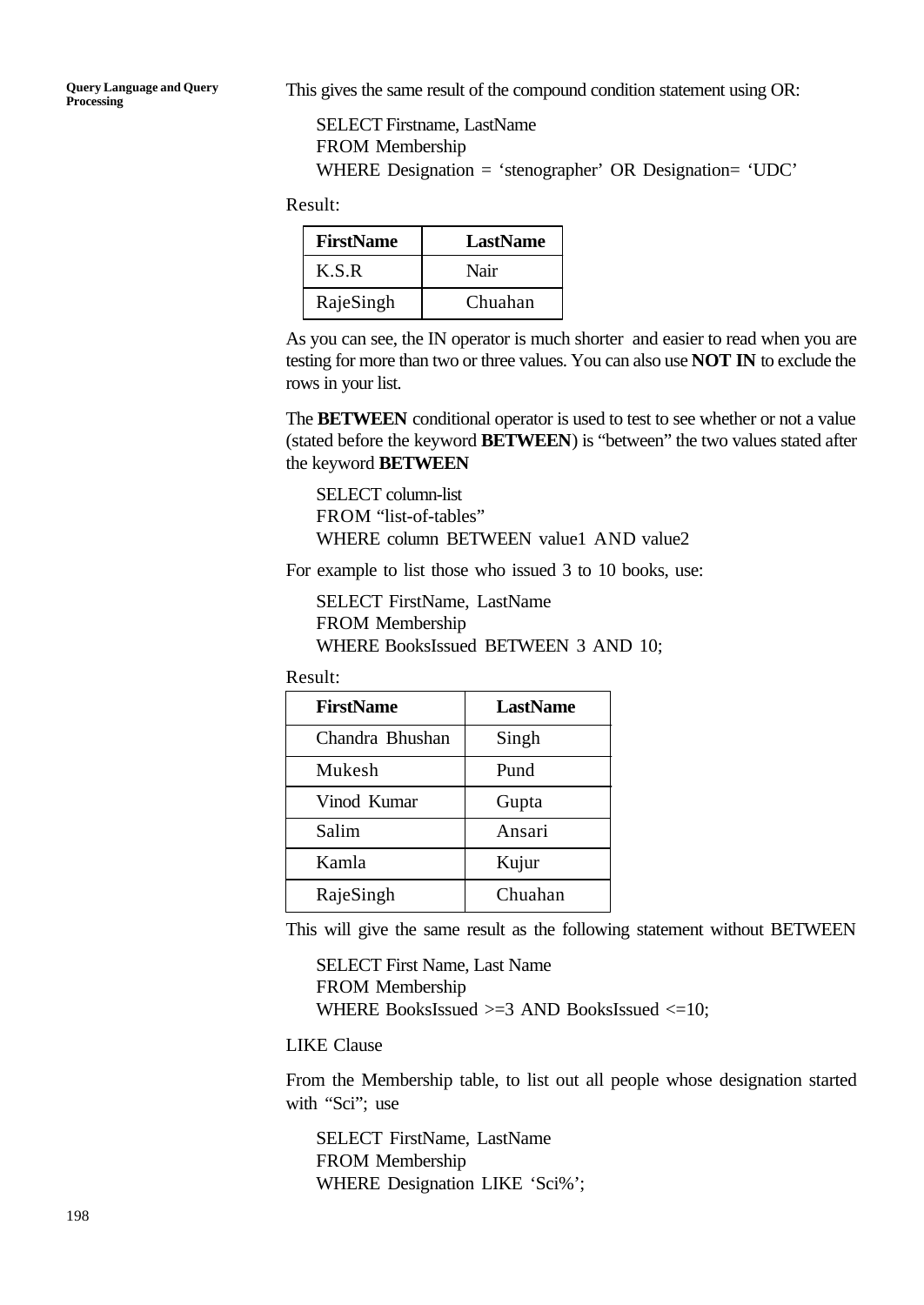This gives the same result of the compound condition statement using OR:

```
SELECT Firstname, LastName
FROM Membership
WHERE Designation = ‘stenographer’ OR Designation= ‘UDC’
```

Result:

| FirstName | LastName |
|---|---|
| K.S.R | Nair |
| RajeSingh | Chuahan |

As you can see, the IN operator is much shorter and easier to read when you are testing for more than two or three values. You can also use **NOT IN** to exclude the rows in your list.

The **BETWEEN** conditional operator is used to test to see whether or not a value (stated before the keyword **BETWEEN**) is “between” the two values stated after the keyword **BETWEEN**

```
SELECT column-list
FROM “list-of-tables”
WHERE column BETWEEN value1 AND value2
```

For example to list those who issued 3 to 10 books, use:

```
SELECT FirstName, LastName
FROM Membership
WHERE BooksIssued BETWEEN 3 AND 10;
```

Result:

| FirstName | LastName |
|---|---|
| Chandra Bhushan | Singh |
| Mukesh | Pund |
| Vinod Kumar | Gupta |
| Salim | Ansari |
| Kamla | Kujur |
| RajeSingh | Chuahan |

This will give the same result as the following statement without BETWEEN

```
SELECT First Name, Last Name
FROM Membership
WHERE BooksIssued >=3 AND BooksIssued <=10;
```

LIKE Clause

From the Membership table, to list out all people whose designation started with “Sci”; use

```
SELECT FirstName, LastName
FROM Membership
WHERE Designation LIKE ‘Sci%’;
```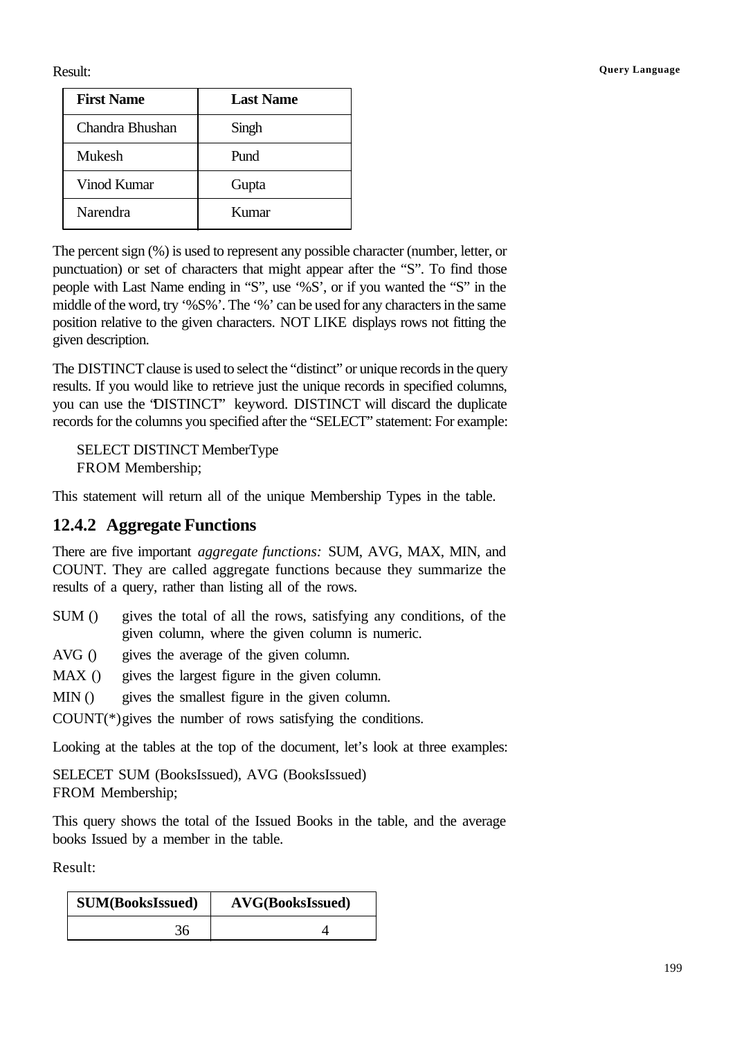Result:

| First Name | Last Name |
|---|---|
| Chandra Bhushan | Singh |
| Mukesh | Pund |
| Vinod Kumar | Gupta |
| Narendra | Kumar |

The percent sign (%) is used to represent any possible character (number, letter, or punctuation) or set of characters that might appear after the "S". To find those people with Last Name ending in "S", use '%S', or if you wanted the "S" in the middle of the word, try '%S%'. The '%' can be used for any characters in the same position relative to the given characters. NOT LIKE displays rows not fitting the given description.

The DISTINCT clause is used to select the "distinct" or unique records in the query results. If you would like to retrieve just the unique records in specified columns, you can use the "DISTINCT" keyword. DISTINCT will discard the duplicate records for the columns you specified after the "SELECT" statement: For example:

```
SELECT DISTINCT MemberType
FROM Membership;
```

This statement will return all of the unique Membership Types in the table.

### 12.4.2 Aggregate Functions

There are five important *aggregate functions:* SUM, AVG, MAX, MIN, and COUNT. They are called aggregate functions because they summarize the results of a query, rather than listing all of the rows.

- SUM () gives the total of all the rows, satisfying any conditions, of the given column, where the given column is numeric.
- AVG () gives the average of the given column.
- MAX () gives the largest figure in the given column.
- MIN () gives the smallest figure in the given column.
- COUNT(*) gives the number of rows satisfying the conditions.

Looking at the tables at the top of the document, let's look at three examples:

```
SELECET SUM (BooksIssued), AVG (BooksIssued)
FROM Membership;
```

This query shows the total of the Issued Books in the table, and the average books Issued by a member in the table.

Result:

| SUM(BooksIssued) | AVG(BooksIssued) |
|---|---|
| 36 | 4 |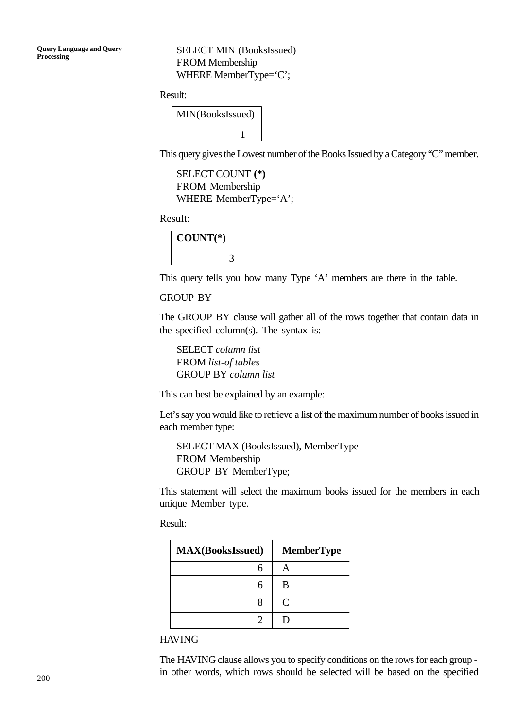```
SELECT MIN (BooksIssued)
FROM Membership
WHERE MemberType='C';
```

Result:

| MIN(BooksIssued) |
|---|
| 1 |

This query gives the Lowest number of the Books Issued by a Category "C" member.

```
SELECT COUNT (*)
FROM Membership
WHERE MemberType='A';
```

Result:

| **COUNT(*)** |
|---|
| 3 |

This query tells you how many Type 'A' members are there in the table.

GROUP BY

The GROUP BY clause will gather all of the rows together that contain data in the specified column(s). The syntax is:

SELECT *column list*
FROM *list-of tables*
GROUP BY *column list*

This can best be explained by an example:

Let's say you would like to retrieve a list of the maximum number of books issued in each member type:

```
SELECT MAX (BooksIssued), MemberType
FROM Membership
GROUP BY MemberType;
```

This statement will select the maximum books issued for the members in each unique Member type.

Result:

| **MAX(BooksIssued)** | **MemberType** |
|---|---|
| 6 | A |
| 6 | B |
| 8 | C |
| 2 | D |

HAVING

The HAVING clause allows you to specify conditions on the rows for each group - in other words, which rows should be selected will be based on the specified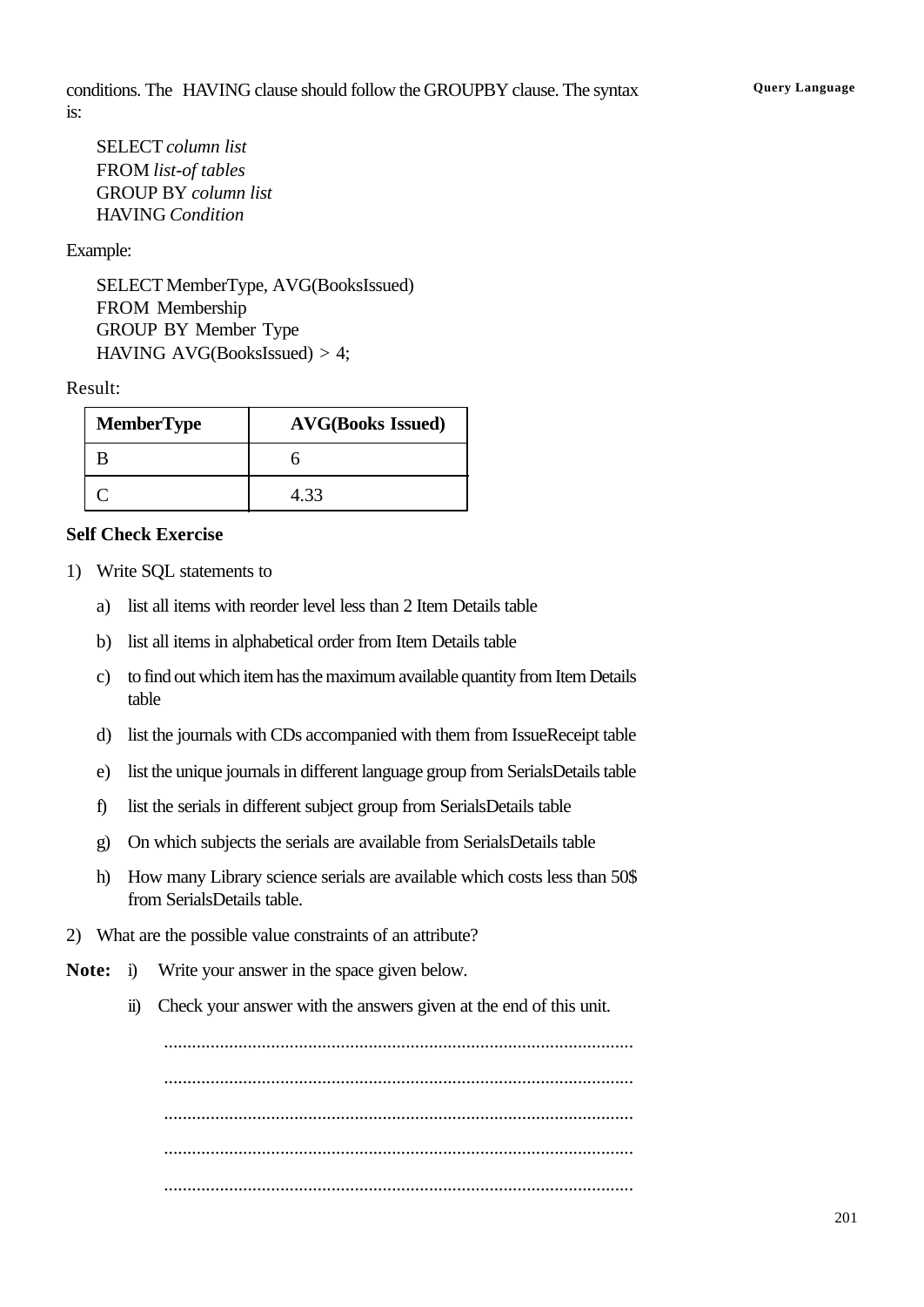conditions. The HAVING clause should follow the GROUPBY clause. The syntax is:

```
SELECT column list
FROM list-of tables
GROUP BY column list
HAVING Condition
```

Example:

```
SELECT MemberType, AVG(BooksIssued)
FROM Membership
GROUP BY Member Type
HAVING AVG(BooksIssued) > 4;
```

Result:

| MemberType | AVG(Books Issued) |
|---|---|
| B | 6 |
| C | 4.33 |

**Self Check Exercise**

1) Write SQL statements to

   a) list all items with reorder level less than 2 Item Details table

   b) list all items in alphabetical order from Item Details table

   c) to find out which item has the maximum available quantity from Item Details table

   d) list the journals with CDs accompanied with them from IssueReceipt table

   e) list the unique journals in different language group from SerialsDetails table

   f) list the serials in different subject group from SerialsDetails table

   g) On which subjects the serials are available from SerialsDetails table

   h) How many Library science serials are available which costs less than 50$ from SerialsDetails table.

2) What are the possible value constraints of an attribute?

**Note:** i) Write your answer in the space given below.

ii) Check your answer with the answers given at the end of this unit.

....................................................................................................

....................................................................................................

....................................................................................................

....................................................................................................

....................................................................................................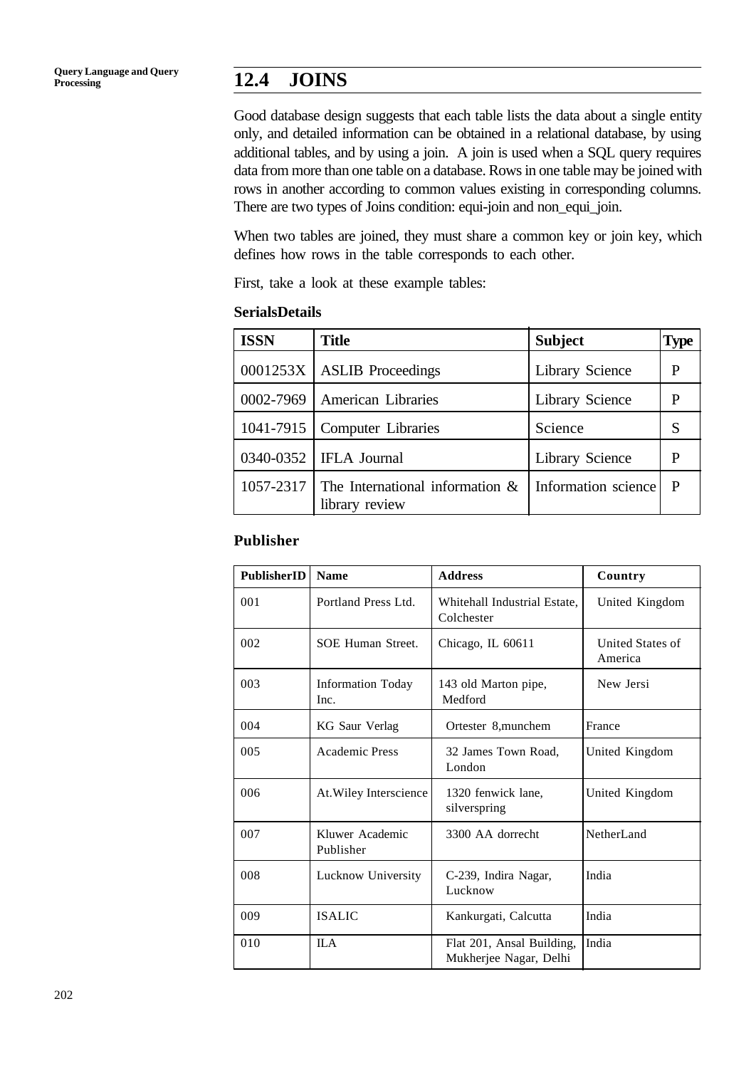## 12.4 JOINS

Good database design suggests that each table lists the data about a single entity only, and detailed information can be obtained in a relational database, by using additional tables, and by using a join. A join is used when a SQL query requires data from more than one table on a database. Rows in one table may be joined with rows in another according to common values existing in corresponding columns. There are two types of Joins condition: equi-join and non_equi_join.

When two tables are joined, they must share a common key or join key, which defines how rows in the table corresponds to each other.

First, take a look at these example tables:

**SerialsDetails**

| ISSN | Title | Subject | Type |
|---|---|---|---|
| 0001253X | ASLIB Proceedings | Library Science | P |
| 0002-7969 | American Libraries | Library Science | P |
| 1041-7915 | Computer Libraries | Science | S |
| 0340-0352 | IFLA Journal | Library Science | P |
| 1057-2317 | The International information & library review | Information science | P |

**Publisher**

| PublisherID | Name | Address | Country |
|---|---|---|---|
| 001 | Portland Press Ltd. | Whitehall Industrial Estate, Colchester | United Kingdom |
| 002 | SOE Human Street. | Chicago, IL 60611 | United States of America |
| 003 | Information Today Inc. | 143 old Marton pipe, Medford | New Jersi |
| 004 | KG Saur Verlag | Ortester 8,munchem | France |
| 005 | Academic Press | 32 James Town Road, London | United Kingdom |
| 006 | At.Wiley Interscience | 1320 fenwick lane, silverspring | United Kingdom |
| 007 | Kluwer Academic Publisher | 3300 AA dorrecht | NetherLand |
| 008 | Lucknow University | C-239, Indira Nagar, Lucknow | India |
| 009 | ISALIC | Kankurgati, Calcutta | India |
| 010 | ILA | Flat 201, Ansal Building, Mukherjee Nagar, Delhi | India |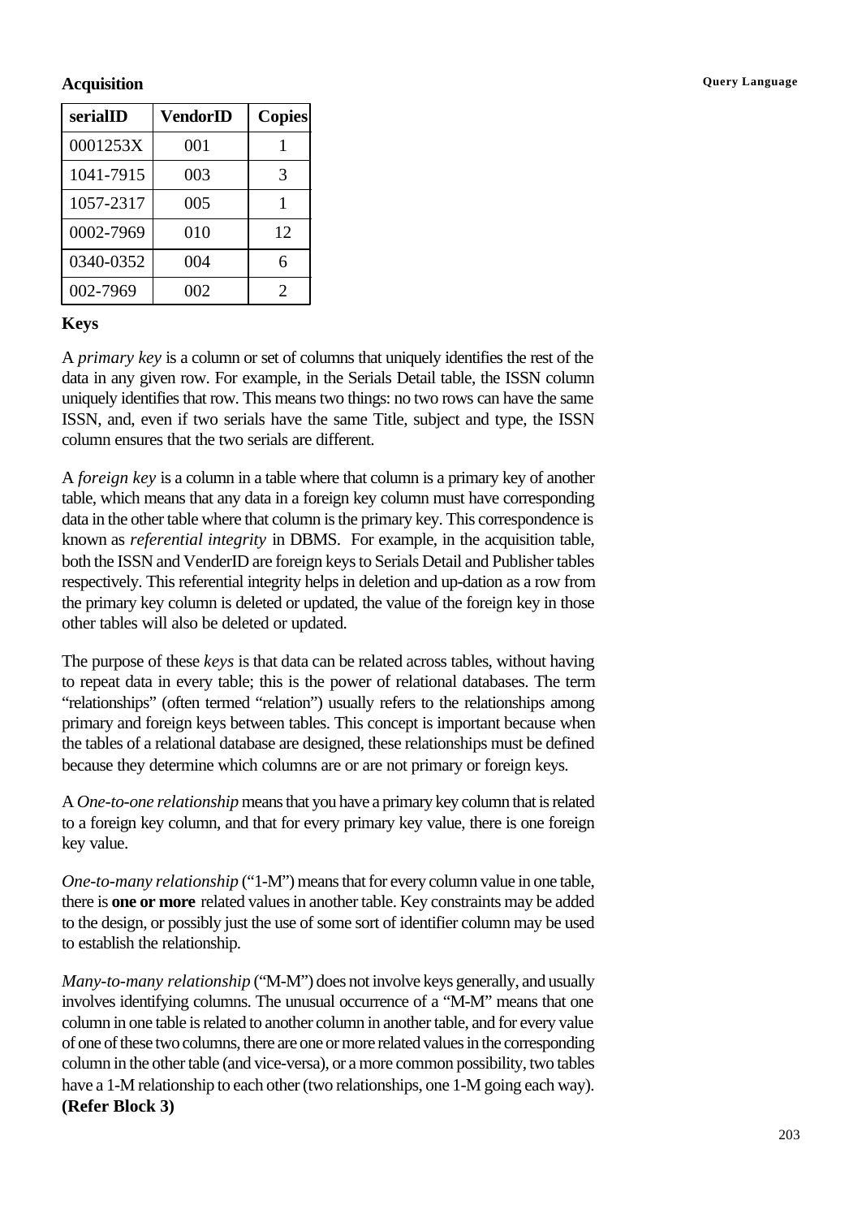**Acquisition**

| serialID | VendorID | Copies |
|---|---|---|
| 0001253X | 001 | 1 |
| 1041-7915 | 003 | 3 |
| 1057-2317 | 005 | 1 |
| 0002-7969 | 010 | 12 |
| 0340-0352 | 004 | 6 |
| 002-7969 | 002 | 2 |

**Keys**

A *primary key* is a column or set of columns that uniquely identifies the rest of the data in any given row. For example, in the Serials Detail table, the ISSN column uniquely identifies that row. This means two things: no two rows can have the same ISSN, and, even if two serials have the same Title, subject and type, the ISSN column ensures that the two serials are different.

A *foreign key* is a column in a table where that column is a primary key of another table, which means that any data in a foreign key column must have corresponding data in the other table where that column is the primary key. This correspondence is known as *referential integrity* in DBMS. For example, in the acquisition table, both the ISSN and VenderID are foreign keys to Serials Detail and Publisher tables respectively. This referential integrity helps in deletion and up-dation as a row from the primary key column is deleted or updated, the value of the foreign key in those other tables will also be deleted or updated.

The purpose of these *keys* is that data can be related across tables, without having to repeat data in every table; this is the power of relational databases. The term "relationships" (often termed "relation") usually refers to the relationships among primary and foreign keys between tables. This concept is important because when the tables of a relational database are designed, these relationships must be defined because they determine which columns are or are not primary or foreign keys.

A *One-to-one relationship* means that you have a primary key column that is related to a foreign key column, and that for every primary key value, there is one foreign key value.

*One-to-many relationship* ("1-M") means that for every column value in one table, there is **one or more** related values in another table. Key constraints may be added to the design, or possibly just the use of some sort of identifier column may be used to establish the relationship.

*Many-to-many relationship* ("M-M") does not involve keys generally, and usually involves identifying columns. The unusual occurrence of a "M-M" means that one column in one table is related to another column in another table, and for every value of one of these two columns, there are one or more related values in the corresponding column in the other table (and vice-versa), or a more common possibility, two tables have a 1-M relationship to each other (two relationships, one 1-M going each way). **(Refer Block 3)**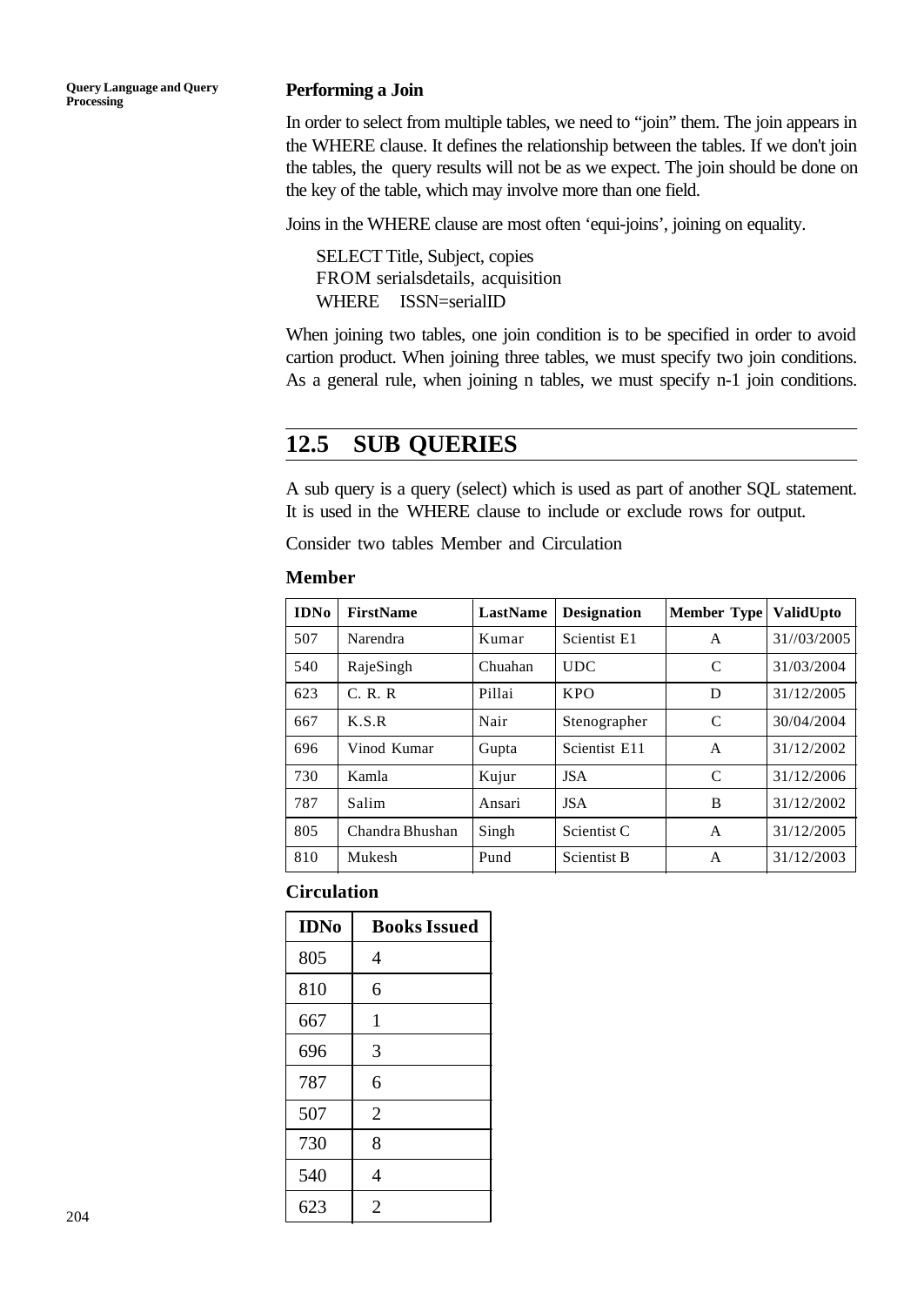### Performing a Join

In order to select from multiple tables, we need to "join" them. The join appears in the WHERE clause. It defines the relationship between the tables. If we don't join the tables, the query results will not be as we expect. The join should be done on the key of the table, which may involve more than one field.

Joins in the WHERE clause are most often 'equi-joins', joining on equality.

```
SELECT Title, Subject, copies
FROM serialsdetails, acquisition
WHERE    ISSN=serialID
```

When joining two tables, one join condition is to be specified in order to avoid cartion product. When joining three tables, we must specify two join conditions. As a general rule, when joining n tables, we must specify n-1 join conditions.

## 12.5 SUB QUERIES

A sub query is a query (select) which is used as part of another SQL statement. It is used in the WHERE clause to include or exclude rows for output.

Consider two tables Member and Circulation

**Member**

| IDNo | FirstName | LastName | Designation | Member Type | ValidUpto |
|---|---|---|---|---|---|
| 507 | Narendra | Kumar | Scientist E1 | A | 31//03/2005 |
| 540 | RajeSingh | Chuahan | UDC | C | 31/03/2004 |
| 623 | C. R. R | Pillai | KPO | D | 31/12/2005 |
| 667 | K.S.R | Nair | Stenographer | C | 30/04/2004 |
| 696 | Vinod Kumar | Gupta | Scientist E11 | A | 31/12/2002 |
| 730 | Kamla | Kujur | JSA | C | 31/12/2006 |
| 787 | Salim | Ansari | JSA | B | 31/12/2002 |
| 805 | Chandra Bhushan | Singh | Scientist C | A | 31/12/2005 |
| 810 | Mukesh | Pund | Scientist B | A | 31/12/2003 |

**Circulation**

| IDNo | Books Issued |
|---|---|
| 805 | 4 |
| 810 | 6 |
| 667 | 1 |
| 696 | 3 |
| 787 | 6 |
| 507 | 2 |
| 730 | 8 |
| 540 | 4 |
| 623 | 2 |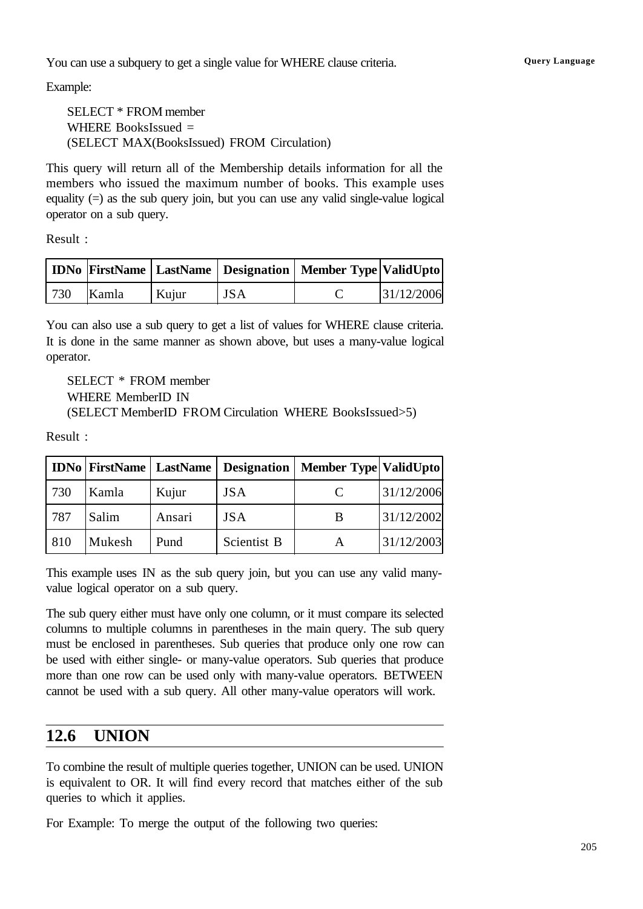You can use a subquery to get a single value for WHERE clause criteria.

Example:

```
SELECT * FROM member
WHERE BooksIssued =
(SELECT MAX(BooksIssued) FROM Circulation)
```

This query will return all of the Membership details information for all the members who issued the maximum number of books. This example uses equality (=) as the sub query join, but you can use any valid single-value logical operator on a sub query.

Result :

| IDNo | FirstName | LastName | Designation | Member Type | ValidUpto |
|---|---|---|---|---|---|
| 730 | Kamla | Kujur | JSA | C | 31/12/2006 |

You can also use a sub query to get a list of values for WHERE clause criteria. It is done in the same manner as shown above, but uses a many-value logical operator.

```
SELECT * FROM member
WHERE MemberID IN
(SELECT MemberID FROM Circulation WHERE BooksIssued>5)
```

Result :

| IDNo | FirstName | LastName | Designation | Member Type | ValidUpto |
|---|---|---|---|---|---|
| 730 | Kamla | Kujur | JSA | C | 31/12/2006 |
| 787 | Salim | Ansari | JSA | B | 31/12/2002 |
| 810 | Mukesh | Pund | Scientist B | A | 31/12/2003 |

This example uses IN as the sub query join, but you can use any valid many-value logical operator on a sub query.

The sub query either must have only one column, or it must compare its selected columns to multiple columns in parentheses in the main query. The sub query must be enclosed in parentheses. Sub queries that produce only one row can be used with either single- or many-value operators. Sub queries that produce more than one row can be used only with many-value operators. BETWEEN cannot be used with a sub query. All other many-value operators will work.

## 12.6 UNION

To combine the result of multiple queries together, UNION can be used. UNION is equivalent to OR. It will find every record that matches either of the sub queries to which it applies.

For Example: To merge the output of the following two queries: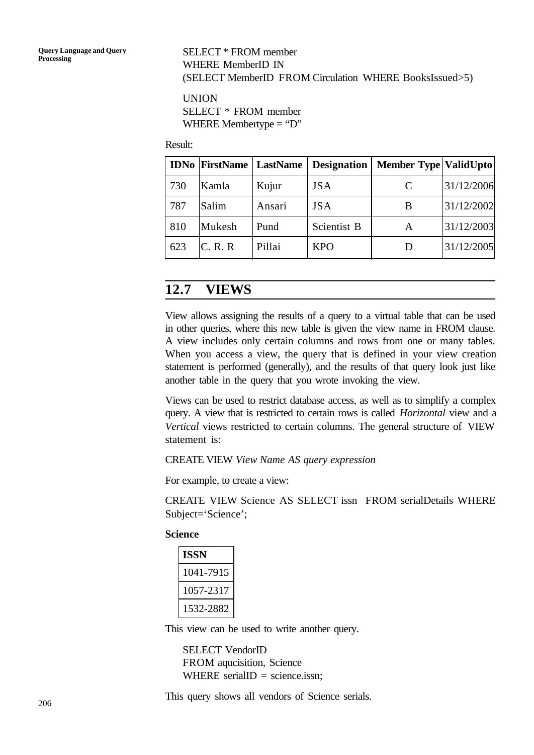```
SELECT * FROM member
WHERE MemberID IN
(SELECT MemberID FROM Circulation WHERE BooksIssued>5)

UNION
SELECT * FROM member
WHERE Membertype = "D"
```

Result:

| IDNo | FirstName | LastName | Designation | Member Type | ValidUpto |
|---|---|---|---|---|---|
| 730 | Kamla | Kujur | JSA | C | 31/12/2006 |
| 787 | Salim | Ansari | JSA | B | 31/12/2002 |
| 810 | Mukesh | Pund | Scientist B | A | 31/12/2003 |
| 623 | C. R. R | Pillai | KPO | D | 31/12/2005 |

## 12.7 VIEWS

View allows assigning the results of a query to a virtual table that can be used in other queries, where this new table is given the view name in FROM clause. A view includes only certain columns and rows from one or many tables. When you access a view, the query that is defined in your view creation statement is performed (generally), and the results of that query look just like another table in the query that you wrote invoking the view.

Views can be used to restrict database access, as well as to simplify a complex query. A view that is restricted to certain rows is called *Horizontal* view and a *Vertical* views restricted to certain columns. The general structure of VIEW statement is:

CREATE VIEW *View Name AS query expression*

For example, to create a view:

CREATE VIEW Science AS SELECT issn FROM serialDetails WHERE Subject='Science';

**Science**

| ISSN |
|---|
| 1041-7915 |
| 1057-2317 |
| 1532-2882 |

This view can be used to write another query.

```
SELECT VendorID
FROM aqucisition, Science
WHERE serialID = science.issn;
```

This query shows all vendors of Science serials.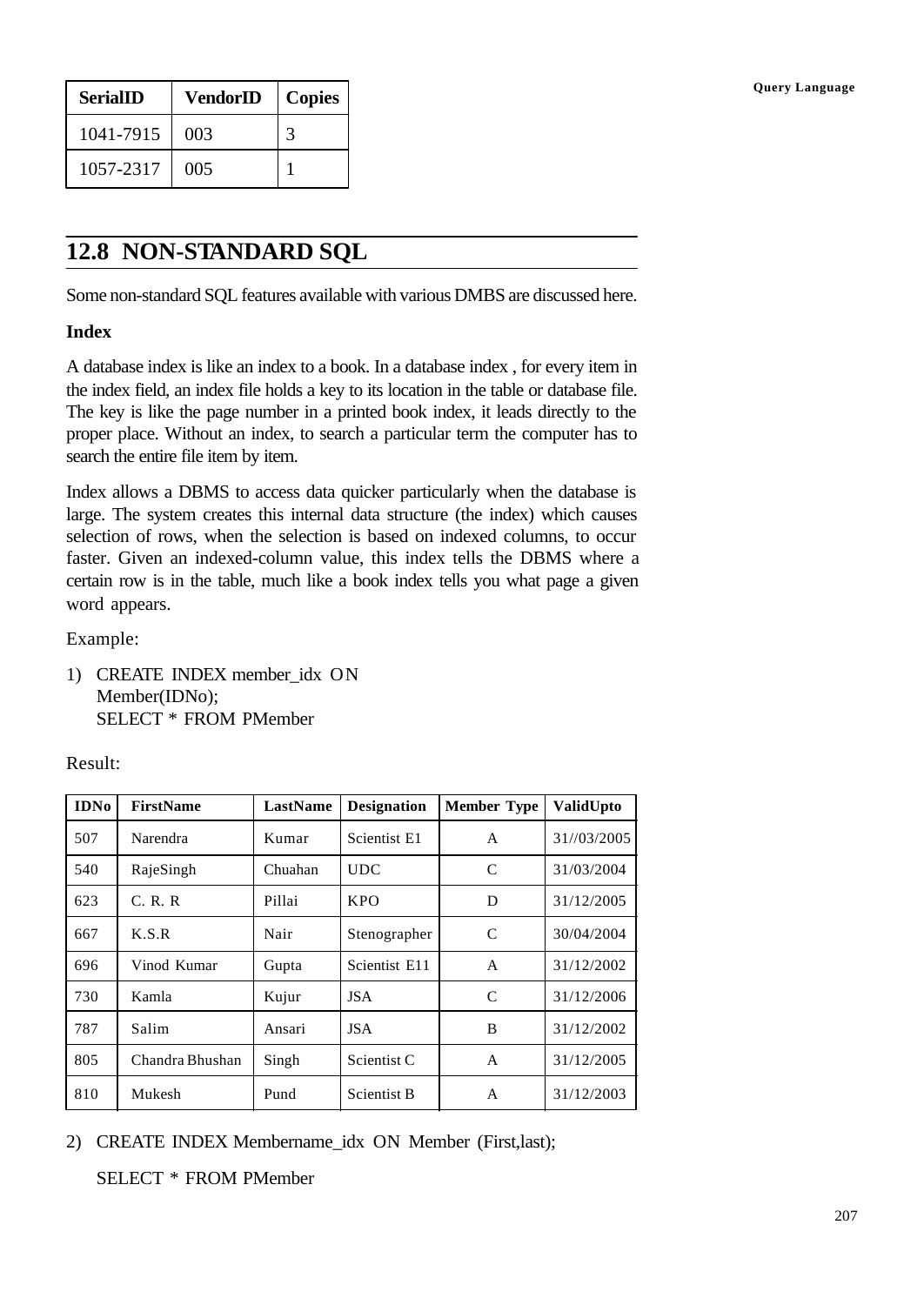| SerialID | VendorID | Copies |
|---|---|---|
| 1041-7915 | 003 | 3 |
| 1057-2317 | 005 | 1 |

## 12.8 NON-STANDARD SQL

Some non-standard SQL features available with various DMBS are discussed here.

**Index**

A database index is like an index to a book. In a database index , for every item in the index field, an index file holds a key to its location in the table or database file. The key is like the page number in a printed book index, it leads directly to the proper place. Without an index, to search a particular term the computer has to search the entire file item by item.

Index allows a DBMS to access data quicker particularly when the database is large. The system creates this internal data structure (the index) which causes selection of rows, when the selection is based on indexed columns, to occur faster. Given an indexed-column value, this index tells the DBMS where a certain row is in the table, much like a book index tells you what page a given word appears.

Example:

1) CREATE INDEX member_idx ON
   Member(IDNo);
   SELECT * FROM PMember

Result:

| IDNo | FirstName | LastName | Designation | Member Type | ValidUpto |
|---|---|---|---|---|---|
| 507 | Narendra | Kumar | Scientist E1 | A | 31//03/2005 |
| 540 | RajeSingh | Chuahan | UDC | C | 31/03/2004 |
| 623 | C. R. R | Pillai | KPO | D | 31/12/2005 |
| 667 | K.S.R | Nair | Stenographer | C | 30/04/2004 |
| 696 | Vinod Kumar | Gupta | Scientist E11 | A | 31/12/2002 |
| 730 | Kamla | Kujur | JSA | C | 31/12/2006 |
| 787 | Salim | Ansari | JSA | B | 31/12/2002 |
| 805 | Chandra Bhushan | Singh | Scientist C | A | 31/12/2005 |
| 810 | Mukesh | Pund | Scientist B | A | 31/12/2003 |

2) CREATE INDEX Membername_idx ON Member (First,last);

   SELECT * FROM PMember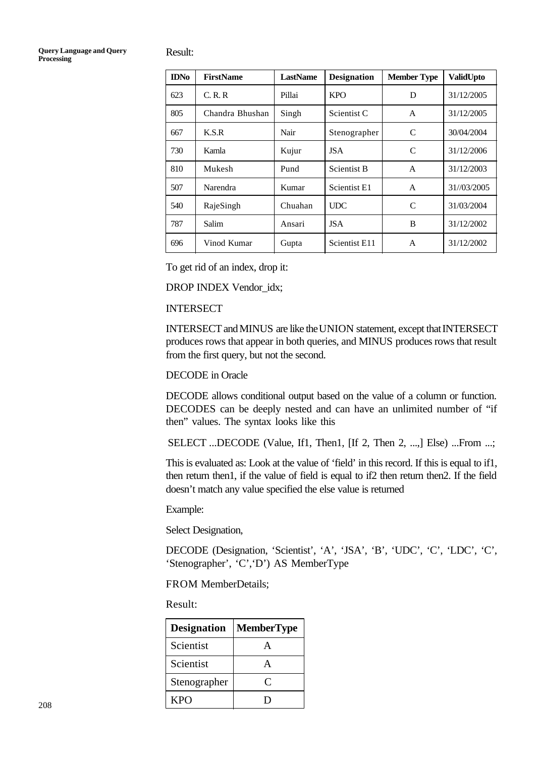Result:

| IDNo | FirstName | LastName | Designation | Member Type | ValidUpto |
|---|---|---|---|---|---|
| 623 | C. R. R | Pillai | KPO | D | 31/12/2005 |
| 805 | Chandra Bhushan | Singh | Scientist C | A | 31/12/2005 |
| 667 | K.S.R | Nair | Stenographer | C | 30/04/2004 |
| 730 | Kamla | Kujur | JSA | C | 31/12/2006 |
| 810 | Mukesh | Pund | Scientist B | A | 31/12/2003 |
| 507 | Narendra | Kumar | Scientist E1 | A | 31//03/2005 |
| 540 | RajeSingh | Chuahan | UDC | C | 31/03/2004 |
| 787 | Salim | Ansari | JSA | B | 31/12/2002 |
| 696 | Vinod Kumar | Gupta | Scientist E11 | A | 31/12/2002 |

To get rid of an index, drop it:

DROP INDEX Vendor_idx;

INTERSECT

INTERSECT and MINUS are like the UNION statement, except that INTERSECT produces rows that appear in both queries, and MINUS produces rows that result from the first query, but not the second.

DECODE in Oracle

DECODE allows conditional output based on the value of a column or function. DECODES can be deeply nested and can have an unlimited number of "if then" values. The syntax looks like this

SELECT ...DECODE (Value, If1, Then1, [If 2, Then 2, ...,] Else) ...From ...;

This is evaluated as: Look at the value of 'field' in this record. If this is equal to if1, then return then1, if the value of field is equal to if2 then return then2. If the field doesn't match any value specified the else value is returned

Example:

Select Designation,

DECODE (Designation, 'Scientist', 'A', 'JSA', 'B', 'UDC', 'C', 'LDC', 'C', 'Stenographer', 'C','D') AS MemberType

FROM MemberDetails;

Result:

| Designation | MemberType |
|---|---|
| Scientist | A |
| Scientist | A |
| Stenographer | C |
| KPO | D |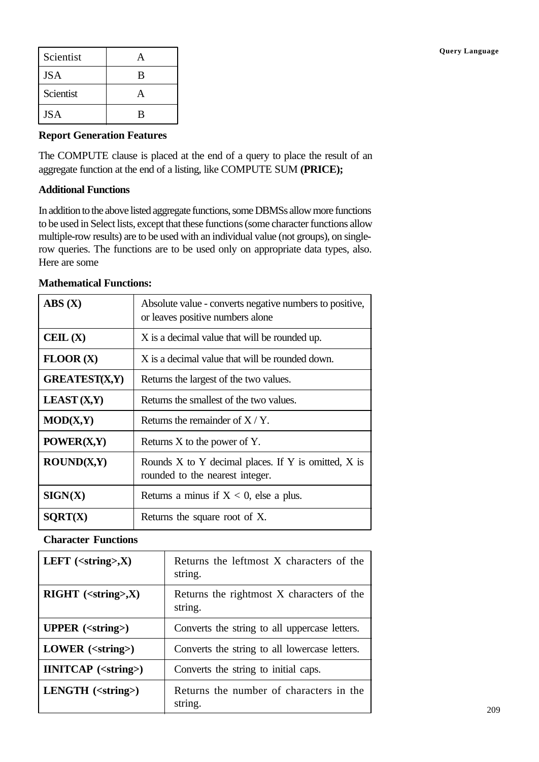| Scientist | A |
|---|---|
| JSA | B |
| Scientist | A |
| JSA | B |

**Report Generation Features**

The COMPUTE clause is placed at the end of a query to place the result of an aggregate function at the end of a listing, like COMPUTE SUM **(PRICE);**

**Additional Functions**

In addition to the above listed aggregate functions, some DBMSs allow more functions to be used in Select lists, except that these functions (some character functions allow multiple-row results) are to be used with an individual value (not groups), on single-row queries. The functions are to be used only on appropriate data types, also. Here are some

**Mathematical Functions:**

| **ABS (X)** | Absolute value - converts negative numbers to positive, or leaves positive numbers alone |
|---|---|
| **CEIL (X)** | X is a decimal value that will be rounded up. |
| **FLOOR (X)** | X is a decimal value that will be rounded down. |
| **GREATEST(X,Y)** | Returns the largest of the two values. |
| **LEAST (X,Y)** | Returns the smallest of the two values. |
| **MOD(X,Y)** | Returns the remainder of X / Y. |
| **POWER(X,Y)** | Returns X to the power of Y. |
| **ROUND(X,Y)** | Rounds X to Y decimal places. If Y is omitted, X is rounded to the nearest integer. |
| **SIGN(X)** | Returns a minus if X < 0, else a plus. |
| **SQRT(X)** | Returns the square root of X. |

**Character Functions**

| **LEFT (<string>,X)** | Returns the leftmost X characters of the string. |
|---|---|
| **RIGHT (<string>,X)** | Returns the rightmost X characters of the string. |
| **UPPER (<string>)** | Converts the string to all uppercase letters. |
| **LOWER (<string>)** | Converts the string to all lowercase letters. |
| **IINITCAP (<string>)** | Converts the string to initial caps. |
| **LENGTH (<string>)** | Returns the number of characters in the string. |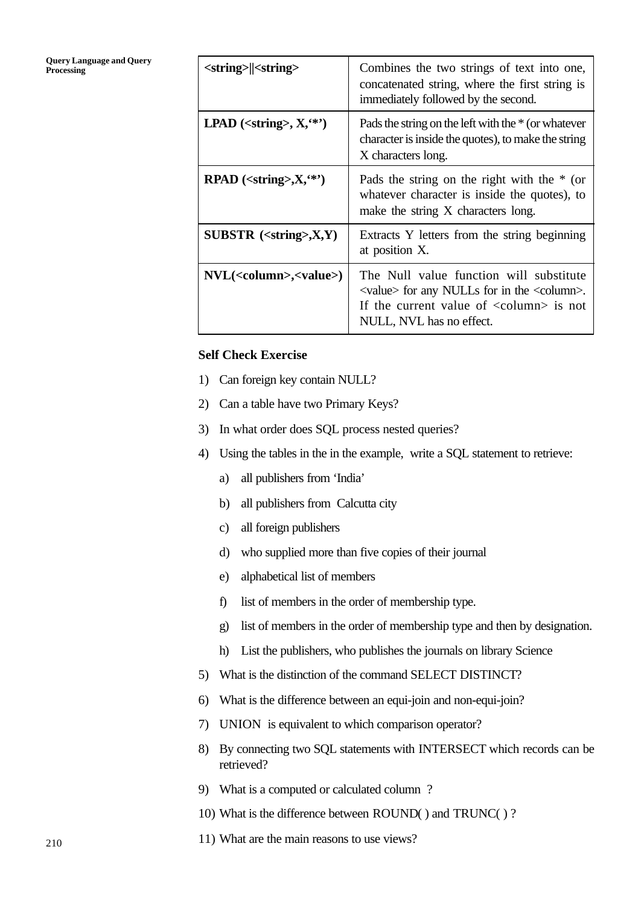| | |
|---|---|
| **<string>\|\|<string>** | Combines the two strings of text into one, concatenated string, where the first string is immediately followed by the second. |
| **LPAD (<string>, X,'*')** | Pads the string on the left with the * (or whatever character is inside the quotes), to make the string X characters long. |
| **RPAD (<string>,X,'*')** | Pads the string on the right with the * (or whatever character is inside the quotes), to make the string X characters long. |
| **SUBSTR (<string>,X,Y)** | Extracts Y letters from the string beginning at position X. |
| **NVL(<column>,<value>)** | The Null value function will substitute <value> for any NULLs for in the <column>. If the current value of <column> is not NULL, NVL has no effect. |

**Self Check Exercise**

1) Can foreign key contain NULL?
2) Can a table have two Primary Keys?
3) In what order does SQL process nested queries?
4) Using the tables in the in the example, write a SQL statement to retrieve:
   a) all publishers from 'India'
   b) all publishers from Calcutta city
   c) all foreign publishers
   d) who supplied more than five copies of their journal
   e) alphabetical list of members
   f) list of members in the order of membership type.
   g) list of members in the order of membership type and then by designation.
   h) List the publishers, who publishes the journals on library Science
5) What is the distinction of the command SELECT DISTINCT?
6) What is the difference between an equi-join and non-equi-join?
7) UNION is equivalent to which comparison operator?
8) By connecting two SQL statements with INTERSECT which records can be retrieved?
9) What is a computed or calculated column ?
10) What is the difference between ROUND( ) and TRUNC( ) ?
11) What are the main reasons to use views?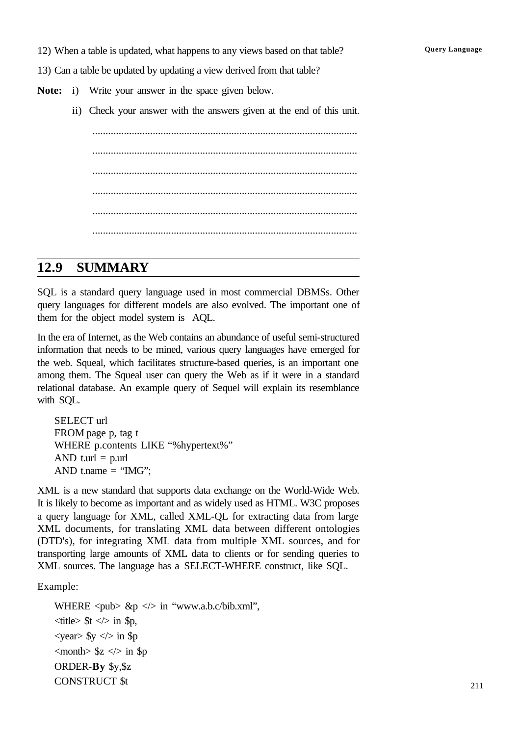12) When a table is updated, what happens to any views based on that table?

13) Can a table be updated by updating a view derived from that table?

**Note:** i) Write your answer in the space given below.

ii) Check your answer with the answers given at the end of this unit.

....................................................................................................

....................................................................................................

....................................................................................................

....................................................................................................

....................................................................................................

....................................................................................................

## 12.9 SUMMARY

SQL is a standard query language used in most commercial DBMSs. Other query languages for different models are also evolved. The important one of them for the object model system is AQL.

In the era of Internet, as the Web contains an abundance of useful semi-structured information that needs to be mined, various query languages have emerged for the web. Squeal, which facilitates structure-based queries, is an important one among them. The Squeal user can query the Web as if it were in a standard relational database. An example query of Sequel will explain its resemblance with SQL.

```
SELECT url
FROM page p, tag t
WHERE p.contents LIKE "%hypertext%"
AND t.url = p.url
AND t.name = "IMG";
```

XML is a new standard that supports data exchange on the World-Wide Web. It is likely to become as important and as widely used as HTML. W3C proposes a query language for XML, called XML-QL for extracting data from large XML documents, for translating XML data between different ontologies (DTD's), for integrating XML data from multiple XML sources, and for transporting large amounts of XML data to clients or for sending queries to XML sources. The language has a SELECT-WHERE construct, like SQL.

Example:

```
WHERE <pub> &p </> in "www.a.b.c/bib.xml",
<title> $t </> in $p,
<year> $y </> in $p
<month> $z </> in $p
ORDER-By $y,$z
CONSTRUCT $t
```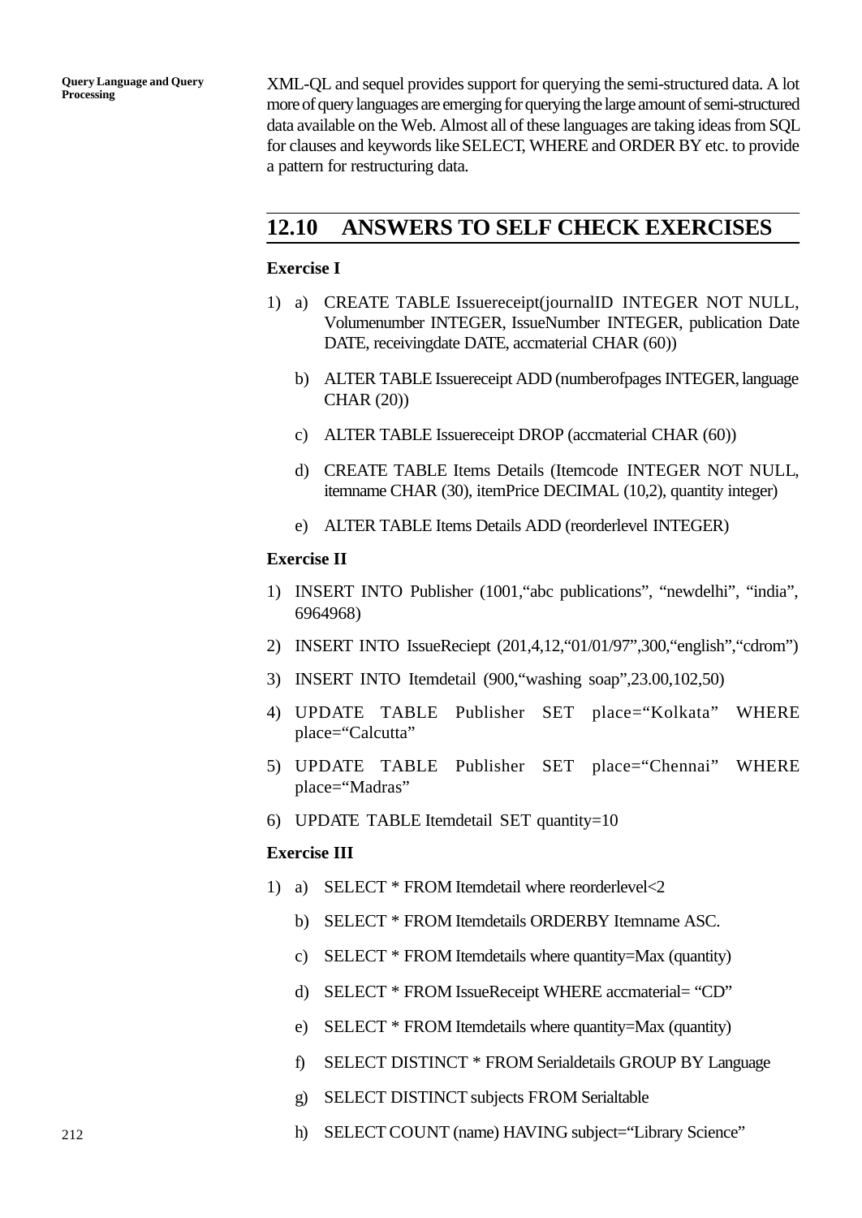XML-QL and sequel provides support for querying the semi-structured data. A lot more of query languages are emerging for querying the large amount of semi-structured data available on the Web. Almost all of these languages are taking ideas from SQL for clauses and keywords like SELECT, WHERE and ORDER BY etc. to provide a pattern for restructuring data.

## 12.10 ANSWERS TO SELF CHECK EXERCISES

**Exercise I**

1) a) CREATE TABLE Issuereceipt(journalID INTEGER NOT NULL, Volumenumber INTEGER, IssueNumber INTEGER, publication Date DATE, receivingdate DATE, accmaterial CHAR (60))

   b) ALTER TABLE Issuereceipt ADD (numberofpages INTEGER, language CHAR (20))

   c) ALTER TABLE Issuereceipt DROP (accmaterial CHAR (60))

   d) CREATE TABLE Items Details (Itemcode INTEGER NOT NULL, itemname CHAR (30), itemPrice DECIMAL (10,2), quantity integer)

   e) ALTER TABLE Items Details ADD (reorderlevel INTEGER)

**Exercise II**

1) INSERT INTO Publisher (1001,"abc publications", "newdelhi", "india", 6964968)
2) INSERT INTO IssueReciept (201,4,12,"01/01/97",300,"english","cdrom")
3) INSERT INTO Itemdetail (900,"washing soap",23.00,102,50)
4) UPDATE TABLE Publisher SET place="Kolkata" WHERE place="Calcutta"
5) UPDATE TABLE Publisher SET place="Chennai" WHERE place="Madras"
6) UPDATE TABLE Itemdetail SET quantity=10

**Exercise III**

1) a) SELECT * FROM Itemdetail where reorderlevel<2

   b) SELECT * FROM Itemdetails ORDERBY Itemname ASC.

   c) SELECT * FROM Itemdetails where quantity=Max (quantity)

   d) SELECT * FROM IssueReceipt WHERE accmaterial= "CD"

   e) SELECT * FROM Itemdetails where quantity=Max (quantity)

   f) SELECT DISTINCT * FROM Serialdetails GROUP BY Language

   g) SELECT DISTINCT subjects FROM Serialtable

   h) SELECT COUNT (name) HAVING subject="Library Science"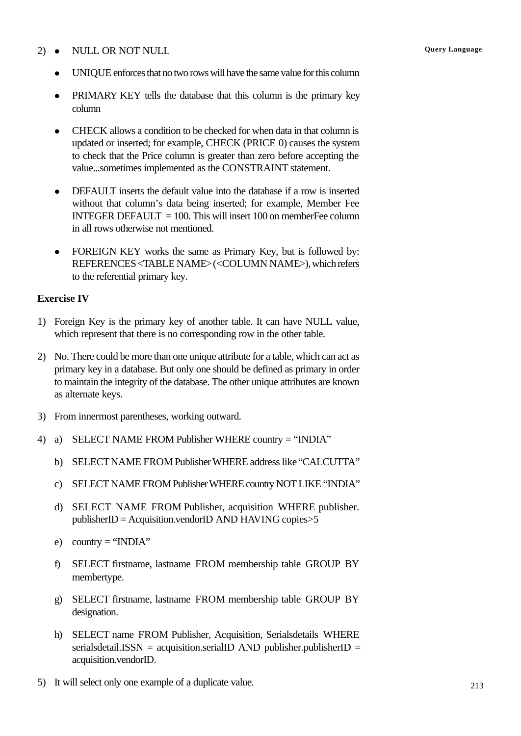2) • NULL OR NOT NULL

- UNIQUE enforces that no two rows will have the same value for this column
- PRIMARY KEY tells the database that this column is the primary key column
- CHECK allows a condition to be checked for when data in that column is updated or inserted; for example, CHECK (PRICE 0) causes the system to check that the Price column is greater than zero before accepting the value...sometimes implemented as the CONSTRAINT statement.
- DEFAULT inserts the default value into the database if a row is inserted without that column's data being inserted; for example, Member Fee INTEGER DEFAULT = 100. This will insert 100 on memberFee column in all rows otherwise not mentioned.
- FOREIGN KEY works the same as Primary Key, but is followed by: REFERENCES <TABLE NAME> (<COLUMN NAME>), which refers to the referential primary key.

**Exercise IV**

1) Foreign Key is the primary key of another table. It can have NULL value, which represent that there is no corresponding row in the other table.

2) No. There could be more than one unique attribute for a table, which can act as primary key in a database. But only one should be defined as primary in order to maintain the integrity of the database. The other unique attributes are known as alternate keys.

3) From innermost parentheses, working outward.

4) a) SELECT NAME FROM Publisher WHERE country = "INDIA"

   b) SELECT NAME FROM Publisher WHERE address like "CALCUTTA"

   c) SELECT NAME FROM Publisher WHERE country NOT LIKE "INDIA"

   d) SELECT NAME FROM Publisher, acquisition WHERE publisher. publisherID = Acquisition.vendorID AND HAVING copies>5

   e) country = "INDIA"

   f) SELECT firstname, lastname FROM membership table GROUP BY membertype.

   g) SELECT firstname, lastname FROM membership table GROUP BY designation.

   h) SELECT name FROM Publisher, Acquisition, Serialsdetails WHERE serialsdetail.ISSN = acquisition.serialID AND publisher.publisherID = acquisition.vendorID.

5) It will select only one example of a duplicate value.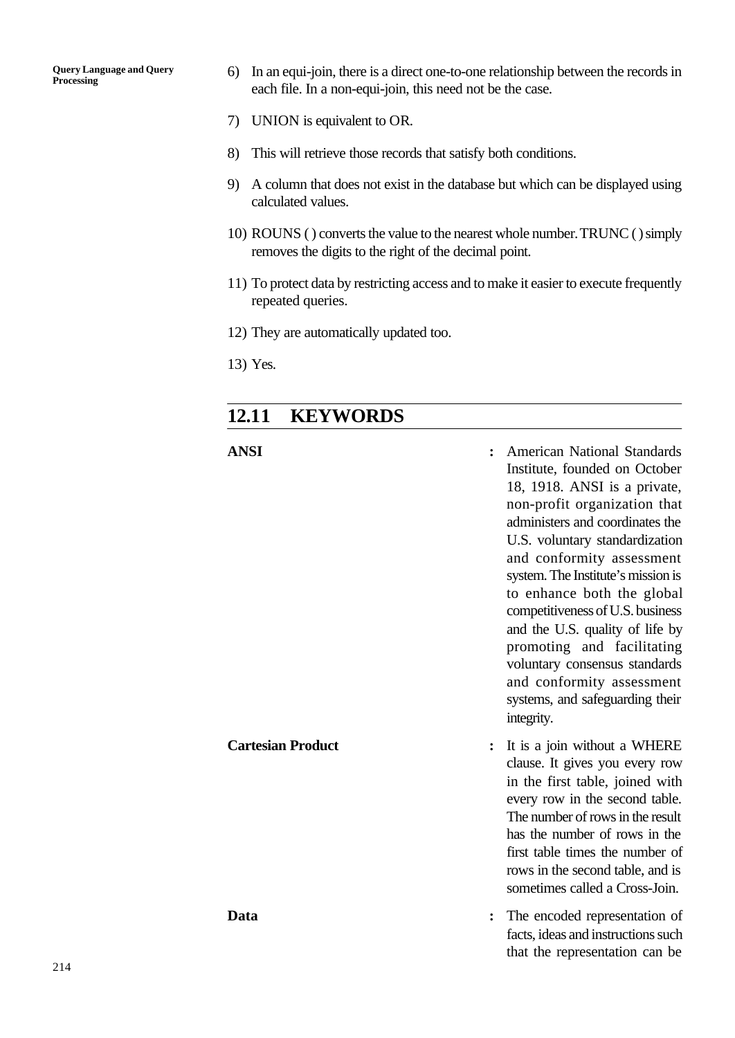6) In an equi-join, there is a direct one-to-one relationship between the records in each file. In a non-equi-join, this need not be the case.

7) UNION is equivalent to OR.

8) This will retrieve those records that satisfy both conditions.

9) A column that does not exist in the database but which can be displayed using calculated values.

10) ROUNS ( ) converts the value to the nearest whole number. TRUNC ( ) simply removes the digits to the right of the decimal point.

11) To protect data by restricting access and to make it easier to execute frequently repeated queries.

12) They are automatically updated too.

13) Yes.

## 12.11 KEYWORDS

**ANSI** : American National Standards Institute, founded on October 18, 1918. ANSI is a private, non-profit organization that administers and coordinates the U.S. voluntary standardization and conformity assessment system. The Institute's mission is to enhance both the global competitiveness of U.S. business and the U.S. quality of life by promoting and facilitating voluntary consensus standards and conformity assessment systems, and safeguarding their integrity.

**Cartesian Product** : It is a join without a WHERE clause. It gives you every row in the first table, joined with every row in the second table. The number of rows in the result has the number of rows in the first table times the number of rows in the second table, and is sometimes called a Cross-Join.

**Data** : The encoded representation of facts, ideas and instructions such that the representation can be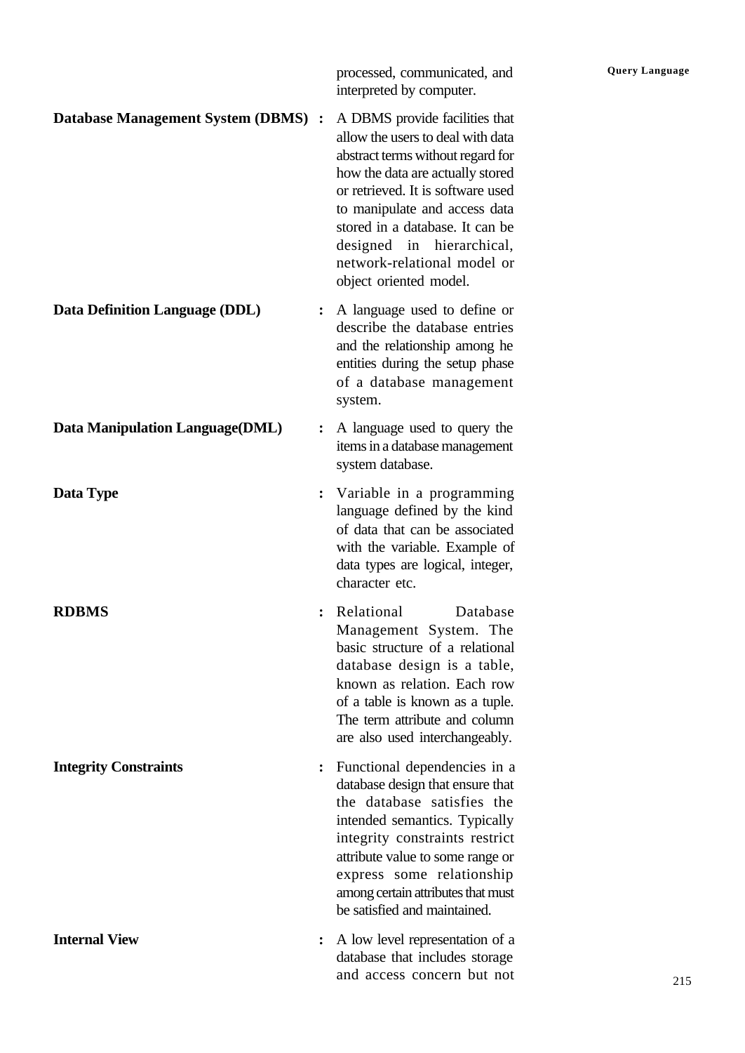processed, communicated, and interpreted by computer.

**Database Management System (DBMS)** : A DBMS provide facilities that allow the users to deal with data abstract terms without regard for how the data are actually stored or retrieved. It is software used to manipulate and access data stored in a database. It can be designed in hierarchical, network-relational model or object oriented model.

**Data Definition Language (DDL)** : A language used to define or describe the database entries and the relationship among he entities during the setup phase of a database management system.

**Data Manipulation Language(DML)** : A language used to query the items in a database management system database.

**Data Type** : Variable in a programming language defined by the kind of data that can be associated with the variable. Example of data types are logical, integer, character etc.

**RDBMS** : Relational Database Management System. The basic structure of a relational database design is a table, known as relation. Each row of a table is known as a tuple. The term attribute and column are also used interchangeably.

**Integrity Constraints** : Functional dependencies in a database design that ensure that the database satisfies the intended semantics. Typically integrity constraints restrict attribute value to some range or express some relationship among certain attributes that must be satisfied and maintained.

**Internal View** : A low level representation of a database that includes storage and access concern but not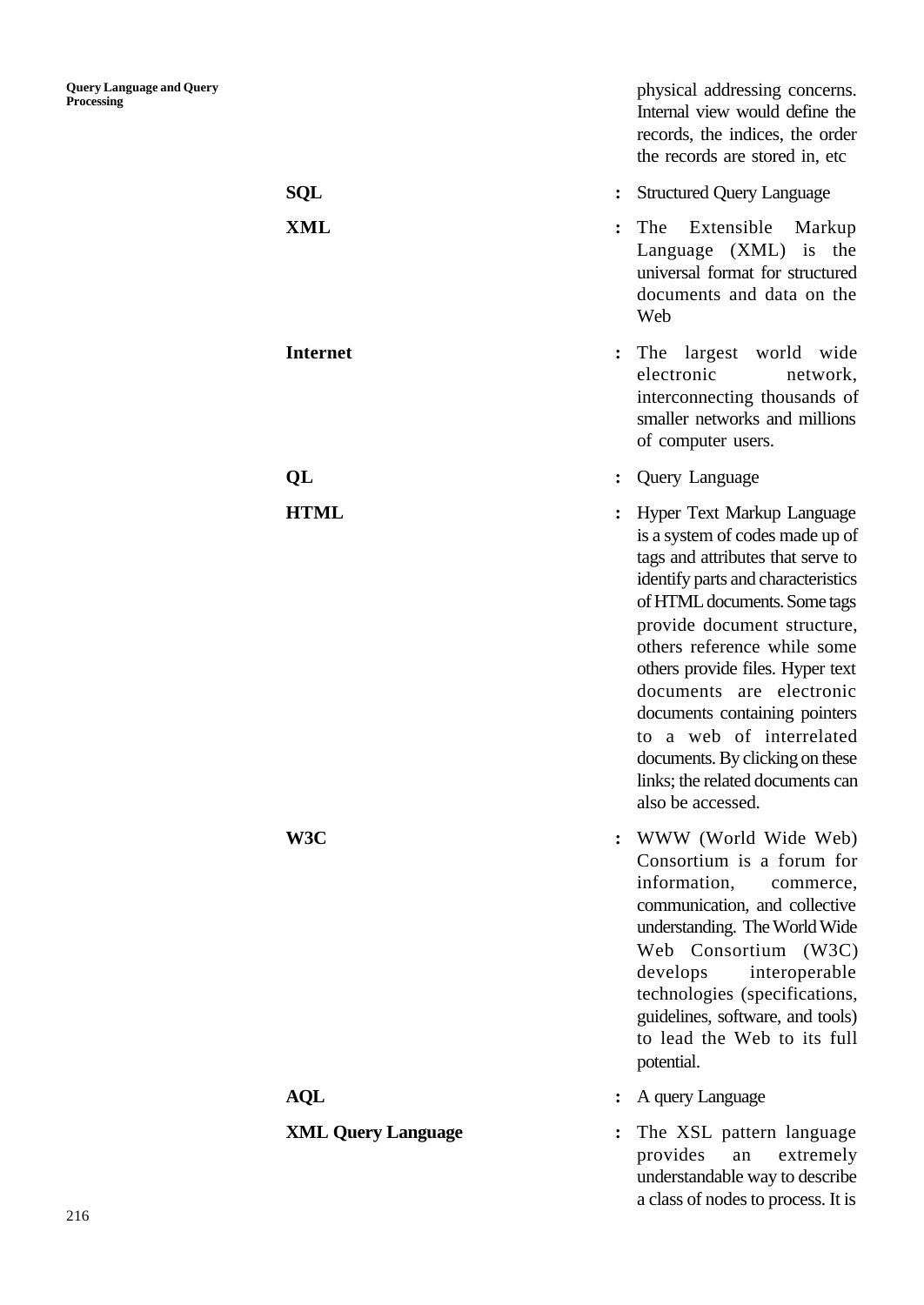physical addressing concerns. Internal view would define the records, the indices, the order the records are stored in, etc

**SQL** : Structured Query Language

**XML** : The Extensible Markup Language (XML) is the universal format for structured documents and data on the Web

**Internet** : The largest world wide electronic network, interconnecting thousands of smaller networks and millions of computer users.

**QL** : Query Language

**HTML** : Hyper Text Markup Language is a system of codes made up of tags and attributes that serve to identify parts and characteristics of HTML documents. Some tags provide document structure, others reference while some others provide files. Hyper text documents are electronic documents containing pointers to a web of interrelated documents. By clicking on these links; the related documents can also be accessed.

**W3C** : WWW (World Wide Web) Consortium is a forum for information, commerce, communication, and collective understanding. The World Wide Web Consortium (W3C) develops interoperable technologies (specifications, guidelines, software, and tools) to lead the Web to its full potential.

**AQL** : A query Language

**XML Query Language** : The XSL pattern language provides an extremely understandable way to describe a class of nodes to process. It is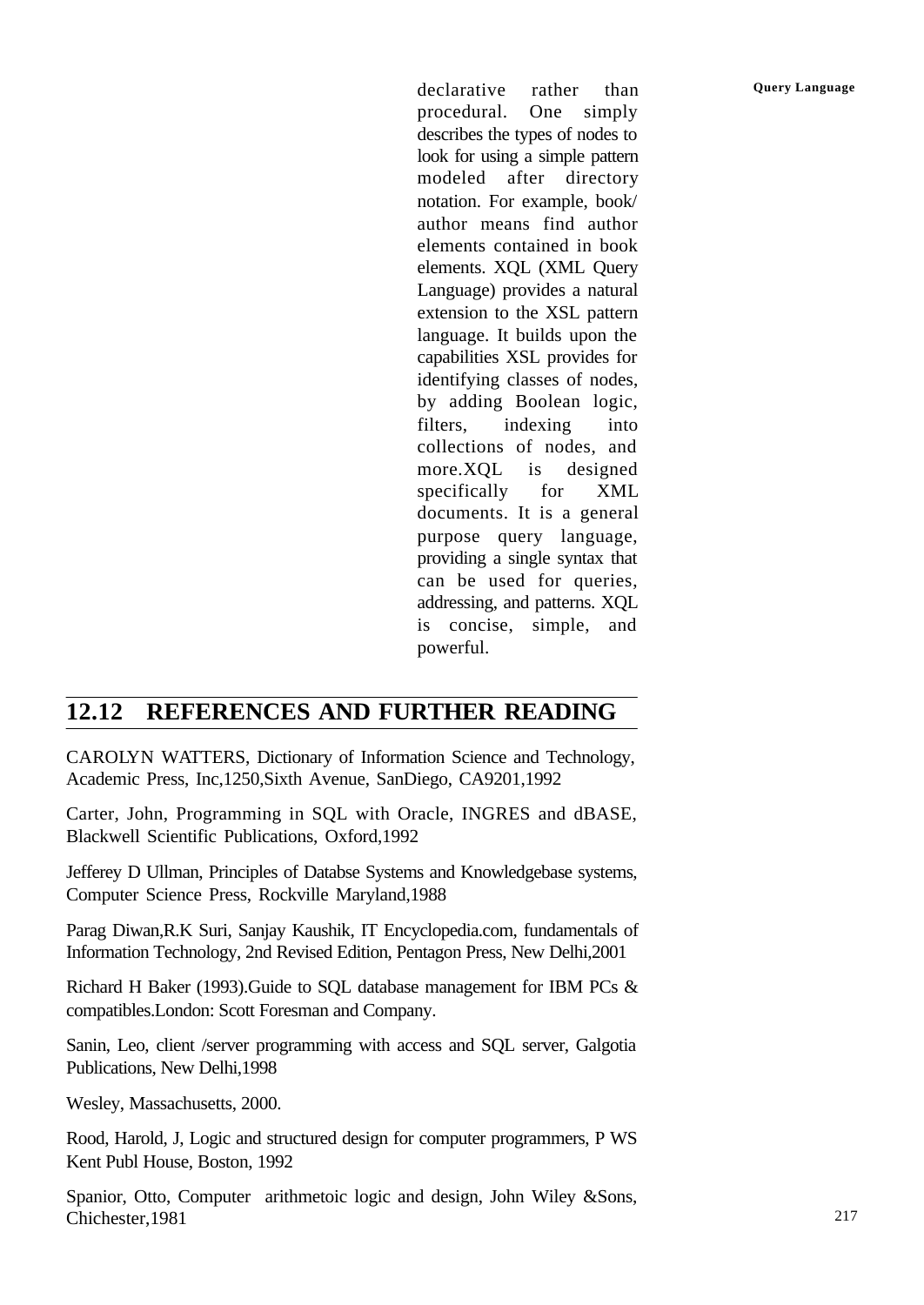declarative rather than procedural. One simply describes the types of nodes to look for using a simple pattern modeled after directory notation. For example, book/author means find author elements contained in book elements. XQL (XML Query Language) provides a natural extension to the XSL pattern language. It builds upon the capabilities XSL provides for identifying classes of nodes, by adding Boolean logic, filters, indexing into collections of nodes, and more.XQL is designed specifically for XML documents. It is a general purpose query language, providing a single syntax that can be used for queries, addressing, and patterns. XQL is concise, simple, and powerful.

## 12.12 REFERENCES AND FURTHER READING

CAROLYN WATTERS, Dictionary of Information Science and Technology, Academic Press, Inc,1250,Sixth Avenue, SanDiego, CA9201,1992

Carter, John, Programming in SQL with Oracle, INGRES and dBASE, Blackwell Scientific Publications, Oxford,1992

Jefferey D Ullman, Principles of Databse Systems and Knowledgebase systems, Computer Science Press, Rockville Maryland,1988

Parag Diwan,R.K Suri, Sanjay Kaushik, IT Encyclopedia.com, fundamentals of Information Technology, 2nd Revised Edition, Pentagon Press, New Delhi,2001

Richard H Baker (1993).Guide to SQL database management for IBM PCs & compatibles.London: Scott Foresman and Company.

Sanin, Leo, client /server programming with access and SQL server, Galgotia Publications, New Delhi,1998

Wesley, Massachusetts, 2000.

Rood, Harold, J, Logic and structured design for computer programmers, P WS Kent Publ House, Boston, 1992

Spanior, Otto, Computer arithmetoic logic and design, John Wiley &Sons, Chichester,1981